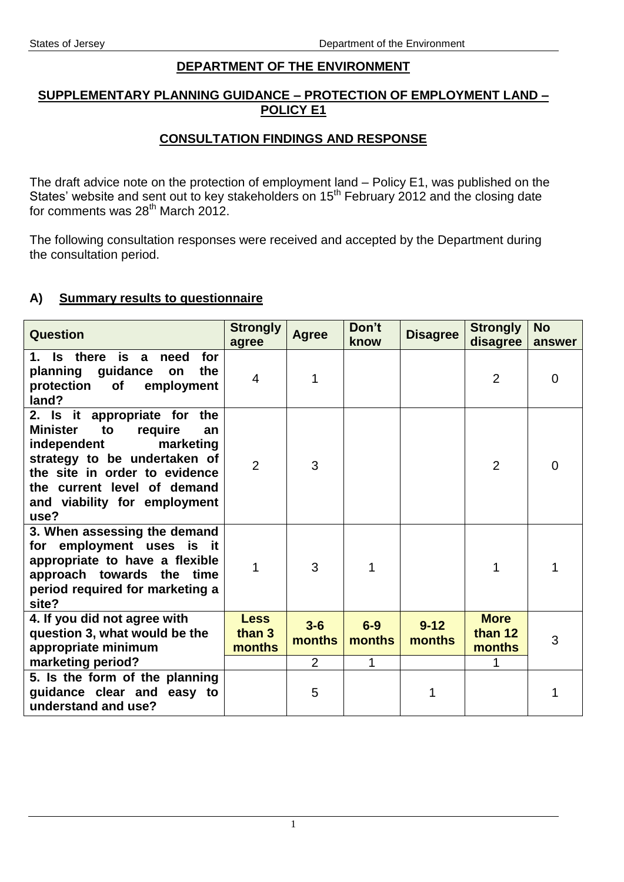## DEPARTMENT OF THE ENVIRONMENT

## SUPPLEMENTARY PLANNING GUIDANCE – PROTECTION OF EMPLOYMENT LAND – POLICY E1

## CONSULTATION FINDINGS AND RESPONSE

The draft advice note on the protection of employment land – Policy E1, was published on the States' website and sent out to key stakeholders on 15th February 2012 and the closing date for comments was 28th March 2012.

The following consultation responses were received and accepted by the Department during the consultation period.

### A) Summary results to questionnaire

| Question | Strongly agree | Agree | Don't know | Disagree | Strongly disagree | No answer |
|---|---|---|---|---|---|---|
| **1. Is there is a need for planning guidance on the protection of employment land?** | 4 | 1 | | | 2 | 0 |
| **2. Is it appropriate for the Minister to require an independent marketing strategy to be undertaken of the site in order to evidence the current level of demand and viability for employment use?** | 2 | 3 | | | 2 | 0 |
| **3. When assessing the demand for employment uses is it appropriate to have a flexible approach towards the time period required for marketing a site?** | 1 | 3 | 1 | | 1 | 1 |
| **4. If you did not agree with question 3, what would be the appropriate minimum marketing period?** | **Less than 3 months** | **3-6 months** | **6-9 months** | **9-12 months** | **More than 12 months** | 3 |
| | | 2 | 1 | | 1 | |
| **5. Is the form of the planning guidance clear and easy to understand and use?** | | 5 | | 1 | | 1 |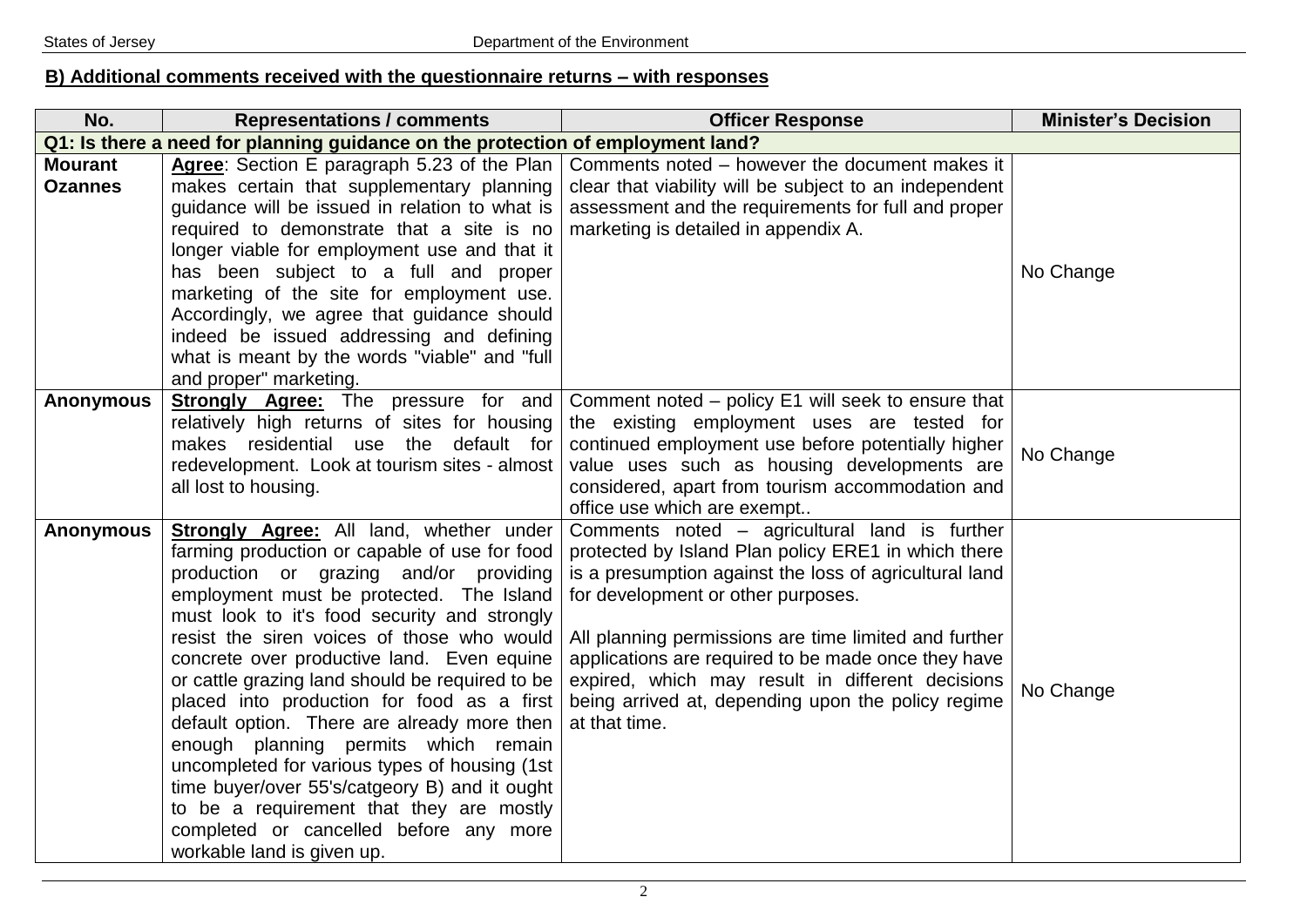## B) Additional comments received with the questionnaire returns – with responses

| No. | Representations / comments | Officer Response | Minister's Decision |
|---|---|---|---|
| **Q1: Is there a need for planning guidance on the protection of employment land?** | | | |
| **Mourant Ozannes** | **Agree**: Section E paragraph 5.23 of the Plan makes certain that supplementary planning guidance will be issued in relation to what is required to demonstrate that a site is no longer viable for employment use and that it has been subject to a full and proper marketing of the site for employment use. Accordingly, we agree that guidance should indeed be issued addressing and defining what is meant by the words "viable" and "full and proper" marketing. | Comments noted – however the document makes it clear that viability will be subject to an independent assessment and the requirements for full and proper marketing is detailed in appendix A. | No Change |
| **Anonymous** | **Strongly Agree:** The pressure for and relatively high returns of sites for housing makes residential use the default for redevelopment. Look at tourism sites - almost all lost to housing. | Comment noted – policy E1 will seek to ensure that the existing employment uses are tested for continued employment use before potentially higher value uses such as housing developments are considered, apart from tourism accommodation and office use which are exempt.. | No Change |
| **Anonymous** | **Strongly Agree:** All land, whether under farming production or capable of use for food production or grazing and/or providing employment must be protected. The Island must look to it's food security and strongly resist the siren voices of those who would concrete over productive land. Even equine or cattle grazing land should be required to be placed into production for food as a first default option. There are already more then enough planning permits which remain uncompleted for various types of housing (1st time buyer/over 55's/catgeory B) and it ought to be a requirement that they are mostly completed or cancelled before any more workable land is given up. | Comments noted – agricultural land is further protected by Island Plan policy ERE1 in which there is a presumption against the loss of agricultural land for development or other purposes.<br><br>All planning permissions are time limited and further applications are required to be made once they have expired, which may result in different decisions being arrived at, depending upon the policy regime at that time. | No Change |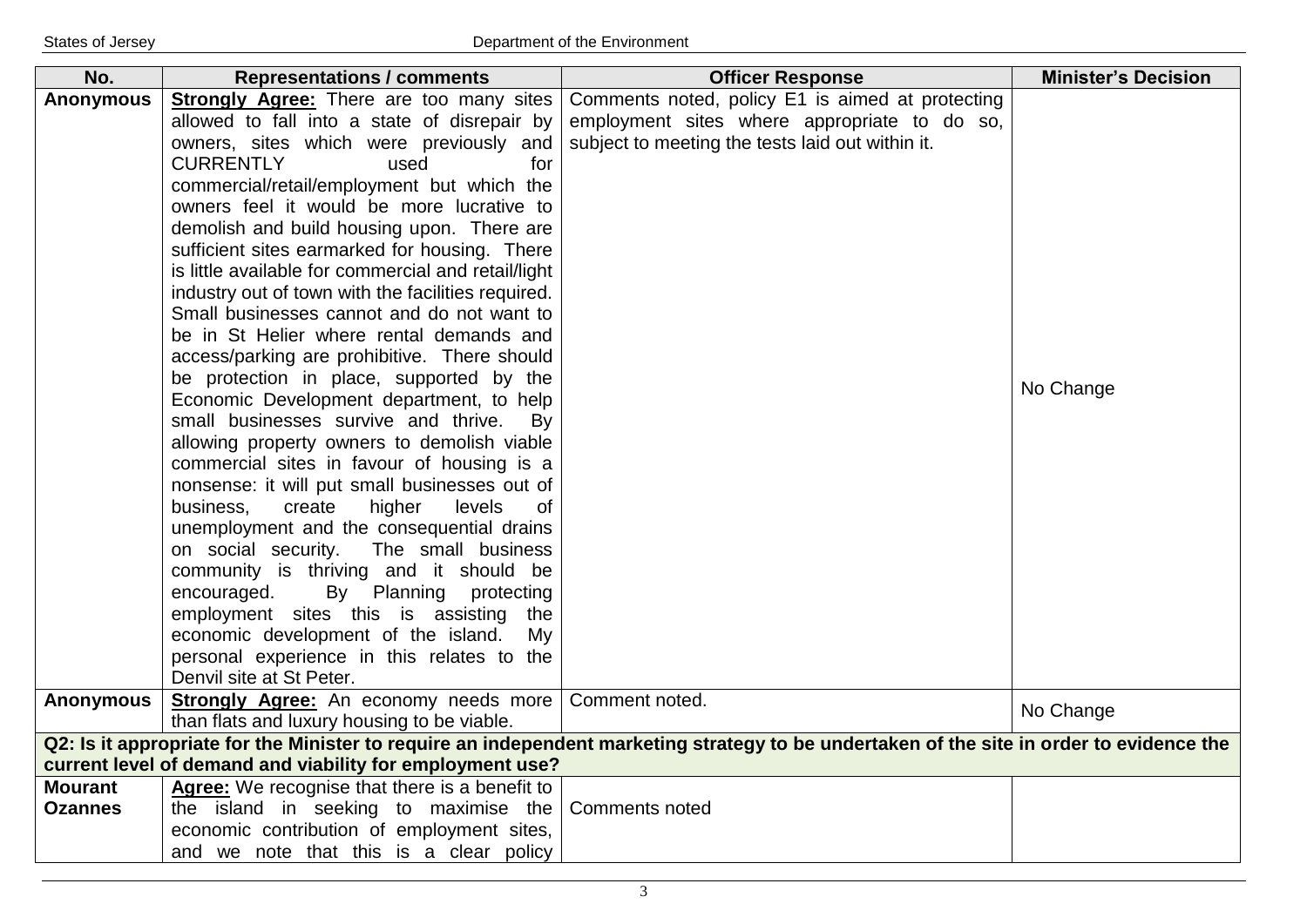| No. | Representations / comments | Officer Response | Minister's Decision |
|---|---|---|---|
| **Anonymous** | **Strongly Agree:** There are too many sites allowed to fall into a state of disrepair by owners, sites which were previously and CURRENTLY used for commercial/retail/employment but which the owners feel it would be more lucrative to demolish and build housing upon. There are sufficient sites earmarked for housing. There is little available for commercial and retail/light industry out of town with the facilities required. Small businesses cannot and do not want to be in St Helier where rental demands and access/parking are prohibitive. There should be protection in place, supported by the Economic Development department, to help small businesses survive and thrive. By allowing property owners to demolish viable commercial sites in favour of housing is a nonsense: it will put small businesses out of business, create higher levels of unemployment and the consequential drains on social security. The small business community is thriving and it should be encouraged. By Planning protecting employment sites this is assisting the economic development of the island. My personal experience in this relates to the Denvil site at St Peter. | Comments noted, policy E1 is aimed at protecting employment sites where appropriate to do so, subject to meeting the tests laid out within it. | No Change |
| **Anonymous** | **Strongly Agree:** An economy needs more than flats and luxury housing to be viable. | Comment noted. | No Change |
| **Q2: Is it appropriate for the Minister to require an independent marketing strategy to be undertaken of the site in order to evidence the current level of demand and viability for employment use?** | | | |
| **Mourant Ozannes** | **Agree:** We recognise that there is a benefit to the island in seeking to maximise the economic contribution of employment sites, and we note that this is a clear policy | Comments noted | |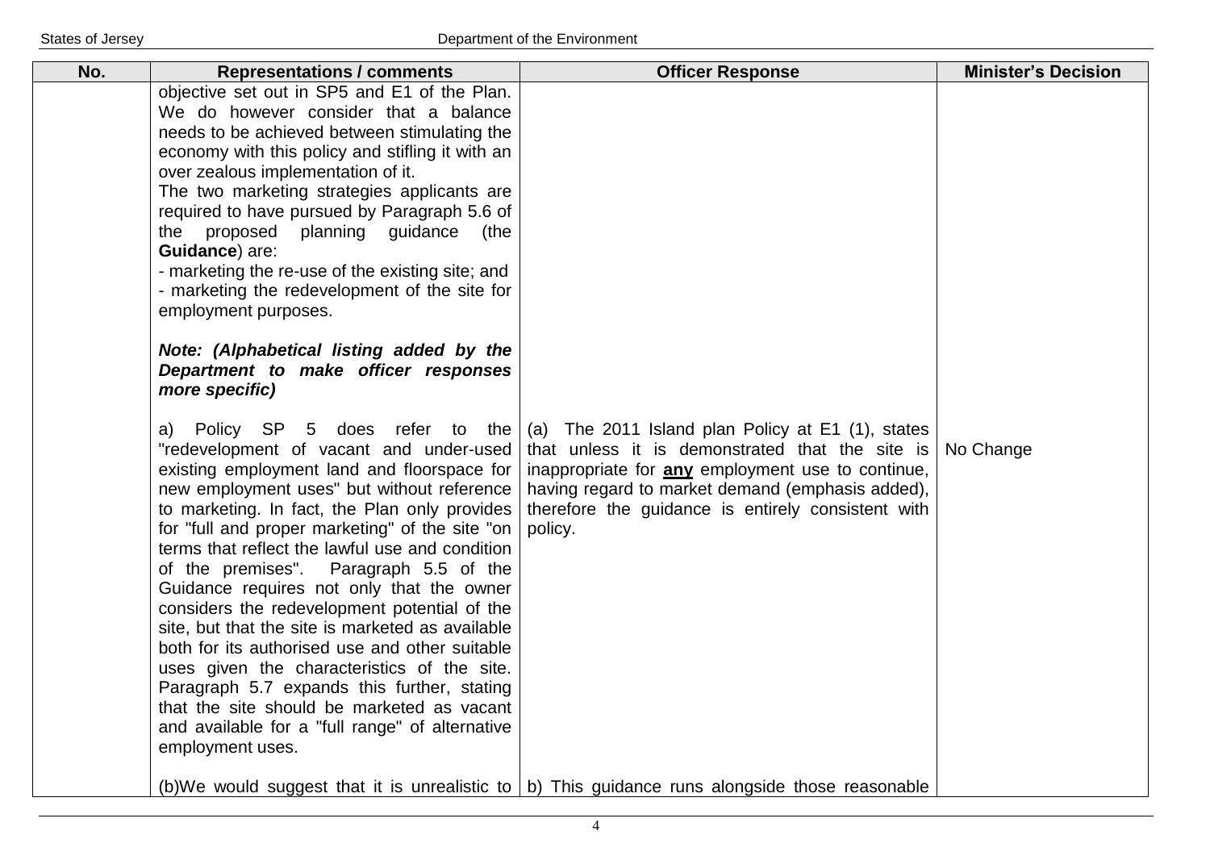| No. | Representations / comments | Officer Response | Minister's Decision |
|---|---|---|---|
| | objective set out in SP5 and E1 of the Plan. We do however consider that a balance needs to be achieved between stimulating the economy with this policy and stifling it with an over zealous implementation of it.<br>The two marketing strategies applicants are required to have pursued by Paragraph 5.6 of the proposed planning guidance (the **Guidance**) are:<br>- marketing the re-use of the existing site; and<br>- marketing the redevelopment of the site for employment purposes.<br><br>***Note: (Alphabetical listing added by the Department to make officer responses more specific)*** | | |
| | a) Policy SP 5 does refer to the "redevelopment of vacant and under-used existing employment land and floorspace for new employment uses" but without reference to marketing. In fact, the Plan only provides for "full and proper marketing" of the site "on terms that reflect the lawful use and condition of the premises". Paragraph 5.5 of the Guidance requires not only that the owner considers the redevelopment potential of the site, but that the site is marketed as available both for its authorised use and other suitable uses given the characteristics of the site. Paragraph 5.7 expands this further, stating that the site should be marketed as vacant and available for a "full range" of alternative employment uses. | (a) The 2011 Island plan Policy at E1 (1), states that unless it is demonstrated that the site is inappropriate for **<u>any</u>** employment use to continue, having regard to market demand (emphasis added), therefore the guidance is entirely consistent with policy. | No Change |
| | (b)We would suggest that it is unrealistic to | b) This guidance runs alongside those reasonable | |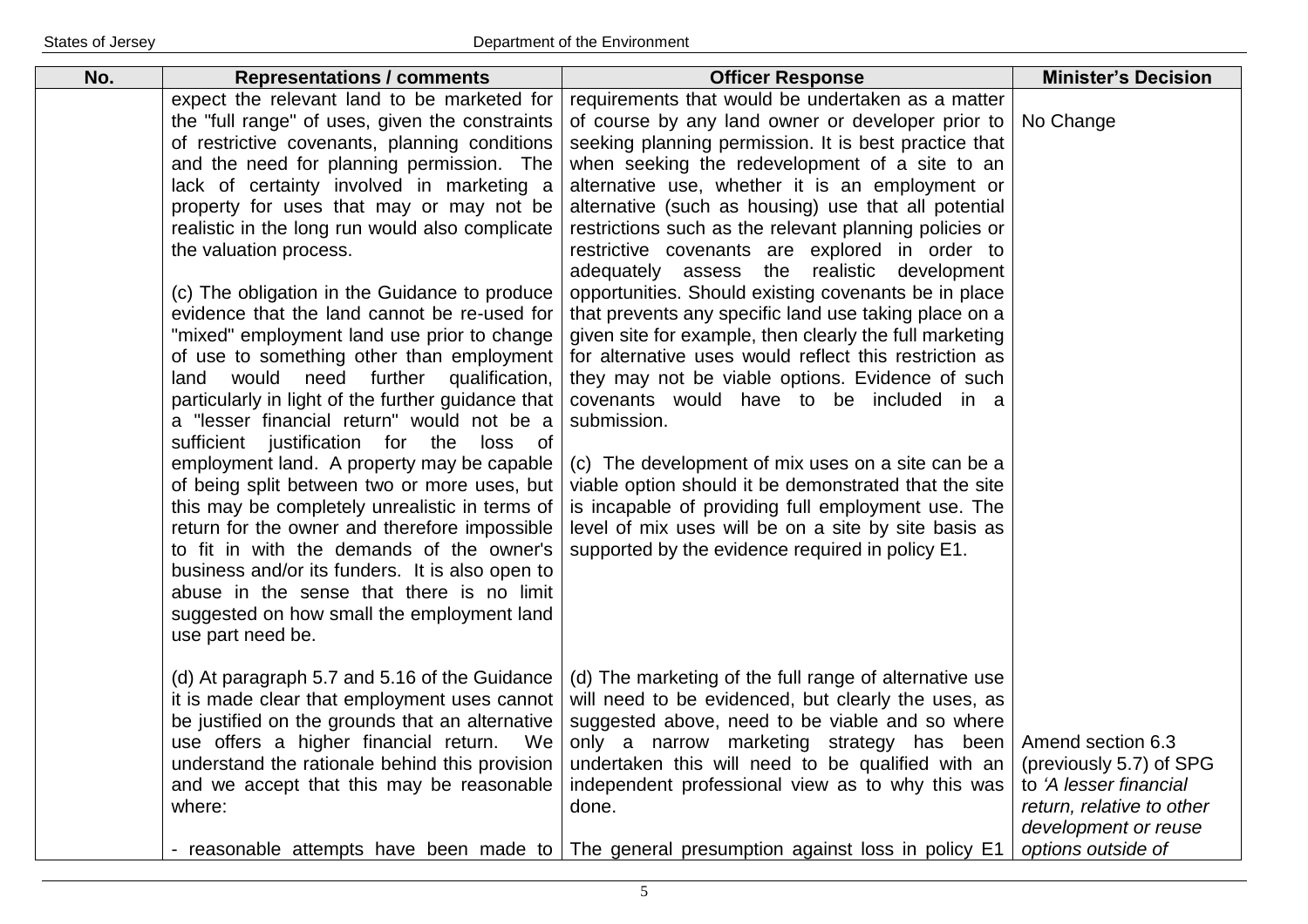| No. | Representations / comments | Officer Response | Minister's Decision |
|---|---|---|---|
| | expect the relevant land to be marketed for the "full range" of uses, given the constraints of restrictive covenants, planning conditions and the need for planning permission. The lack of certainty involved in marketing a property for uses that may or may not be realistic in the long run would also complicate the valuation process.<br><br>(c) The obligation in the Guidance to produce evidence that the land cannot be re-used for "mixed" employment land use prior to change of use to something other than employment land would need further qualification, particularly in light of the further guidance that a "lesser financial return" would not be a sufficient justification for the loss of employment land. A property may be capable of being split between two or more uses, but this may be completely unrealistic in terms of return for the owner and therefore impossible to fit in with the demands of the owner's business and/or its funders. It is also open to abuse in the sense that there is no limit suggested on how small the employment land use part need be. | requirements that would be undertaken as a matter of course by any land owner or developer prior to seeking planning permission. It is best practice that when seeking the redevelopment of a site to an alternative use, whether it is an employment or alternative (such as housing) use that all potential restrictions such as the relevant planning policies or restrictive covenants are explored in order to adequately assess the realistic development opportunities. Should existing covenants be in place that prevents any specific land use taking place on a given site for example, then clearly the full marketing for alternative uses would reflect this restriction as they may not be viable options. Evidence of such covenants would have to be included in a submission.<br><br>(c) The development of mix uses on a site can be a viable option should it be demonstrated that the site is incapable of providing full employment use. The level of mix uses will be on a site by site basis as supported by the evidence required in policy E1. | No Change |
| | (d) At paragraph 5.7 and 5.16 of the Guidance it is made clear that employment uses cannot be justified on the grounds that an alternative use offers a higher financial return. We understand the rationale behind this provision and we accept that this may be reasonable where:<br><br>- reasonable attempts have been made to | (d) The marketing of the full range of alternative use will need to be evidenced, but clearly the uses, as suggested above, need to be viable and so where only a narrow marketing strategy has been undertaken this will need to be qualified with an independent professional view as to why this was done.<br><br>The general presumption against loss in policy E1 | Amend section 6.3 (previously 5.7) of SPG to *'A lesser financial return, relative to other development or reuse options outside of* |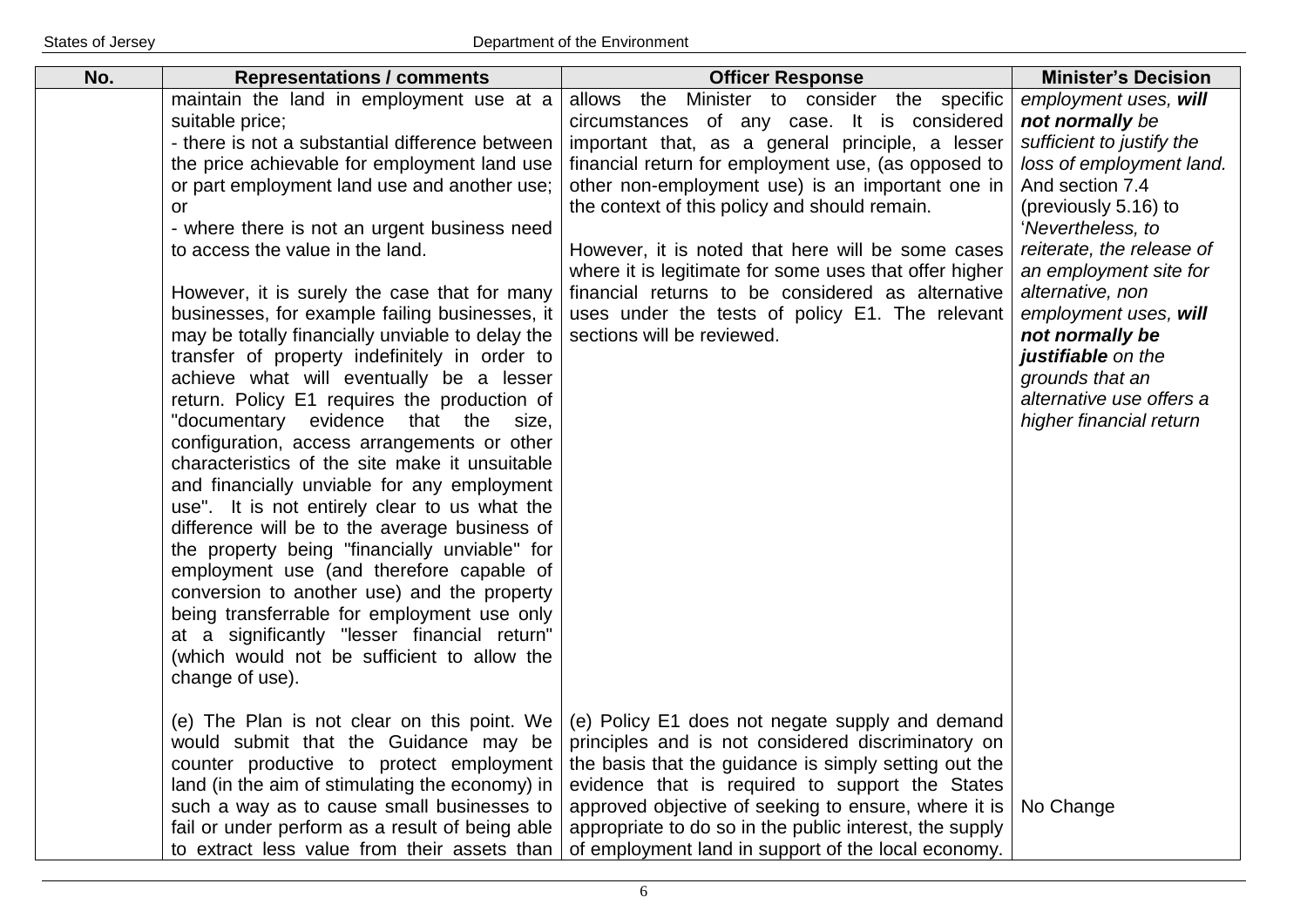| No. | Representations / comments | Officer Response | Minister's Decision |
|---|---|---|---|
| | maintain the land in employment use at a suitable price;<br>- there is not a substantial difference between the price achievable for employment land use or part employment land use and another use; or<br>- where there is not an urgent business need to access the value in the land.<br><br>However, it is surely the case that for many businesses, for example failing businesses, it may be totally financially unviable to delay the transfer of property indefinitely in order to achieve what will eventually be a lesser return. Policy E1 requires the production of "documentary evidence that the size, configuration, access arrangements or other characteristics of the site make it unsuitable and financially unviable for any employment use". It is not entirely clear to us what the difference will be to the average business of the property being "financially unviable" for employment use (and therefore capable of conversion to another use) and the property being transferrable for employment use only at a significantly "lesser financial return" (which would not be sufficient to allow the change of use). | allows the Minister to consider the specific circumstances of any case. It is considered important that, as a general principle, a lesser financial return for employment use, (as opposed to other non-employment use) is an important one in the context of this policy and should remain.<br><br>However, it is noted that here will be some cases where it is legitimate for some uses that offer higher financial returns to be considered as alternative uses under the tests of policy E1. The relevant sections will be reviewed. | *employment uses, **will not normally** be sufficient to justify the loss of employment land.* And section 7.4 (previously 5.16) to '*Nevertheless, to reiterate, the release of an employment site for alternative, non employment uses, **will not normally be justifiable** on the grounds that an alternative use offers a higher financial return* |
| | (e) The Plan is not clear on this point. We would submit that the Guidance may be counter productive to protect employment land (in the aim of stimulating the economy) in such a way as to cause small businesses to fail or under perform as a result of being able to extract less value from their assets than | (e) Policy E1 does not negate supply and demand principles and is not considered discriminatory on the basis that the guidance is simply setting out the evidence that is required to support the States approved objective of seeking to ensure, where it is appropriate to do so in the public interest, the supply of employment land in support of the local economy. | No Change |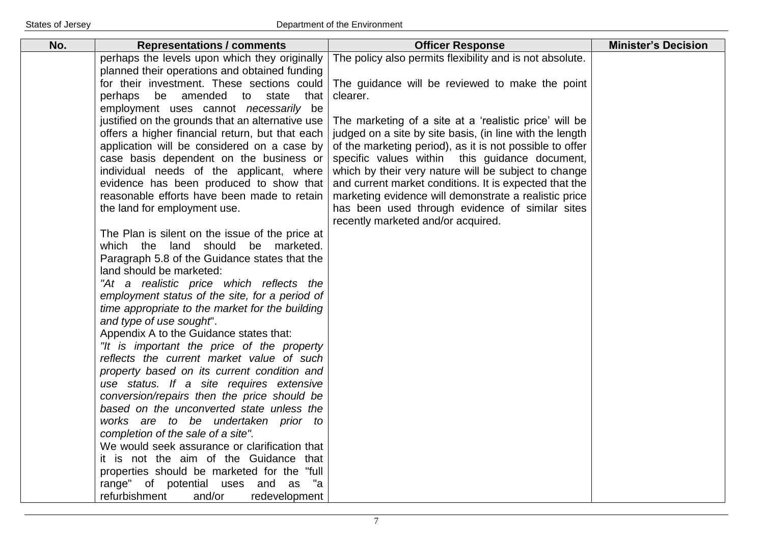| No. | Representations / comments | Officer Response | Minister's Decision |
|---|---|---|---|
| | perhaps the levels upon which they originally planned their operations and obtained funding for their investment. These sections could perhaps be amended to state that employment uses cannot *necessarily* be justified on the grounds that an alternative use offers a higher financial return, but that each application will be considered on a case by case basis dependent on the business or individual needs of the applicant, where evidence has been produced to show that reasonable efforts have been made to retain the land for employment use.<br><br>The Plan is silent on the issue of the price at which the land should be marketed. Paragraph 5.8 of the Guidance states that the land should be marketed:<br>*"At a realistic price which reflects the employment status of the site, for a period of time appropriate to the market for the building and type of use sought*".<br>Appendix A to the Guidance states that:<br>*"It is important the price of the property reflects the current market value of such property based on its current condition and use status. If a site requires extensive conversion/repairs then the price should be based on the unconverted state unless the works are to be undertaken prior to completion of the sale of a site".*<br>We would seek assurance or clarification that it is not the aim of the Guidance that properties should be marketed for the "full range" of potential uses and as "a refurbishment and/or redevelopment | The policy also permits flexibility and is not absolute.<br><br>The guidance will be reviewed to make the point clearer.<br><br>The marketing of a site at a 'realistic price' will be judged on a site by site basis, (in line with the length of the marketing period), as it is not possible to offer specific values within this guidance document, which by their very nature will be subject to change and current market conditions. It is expected that the marketing evidence will demonstrate a realistic price has been used through evidence of similar sites recently marketed and/or acquired. | |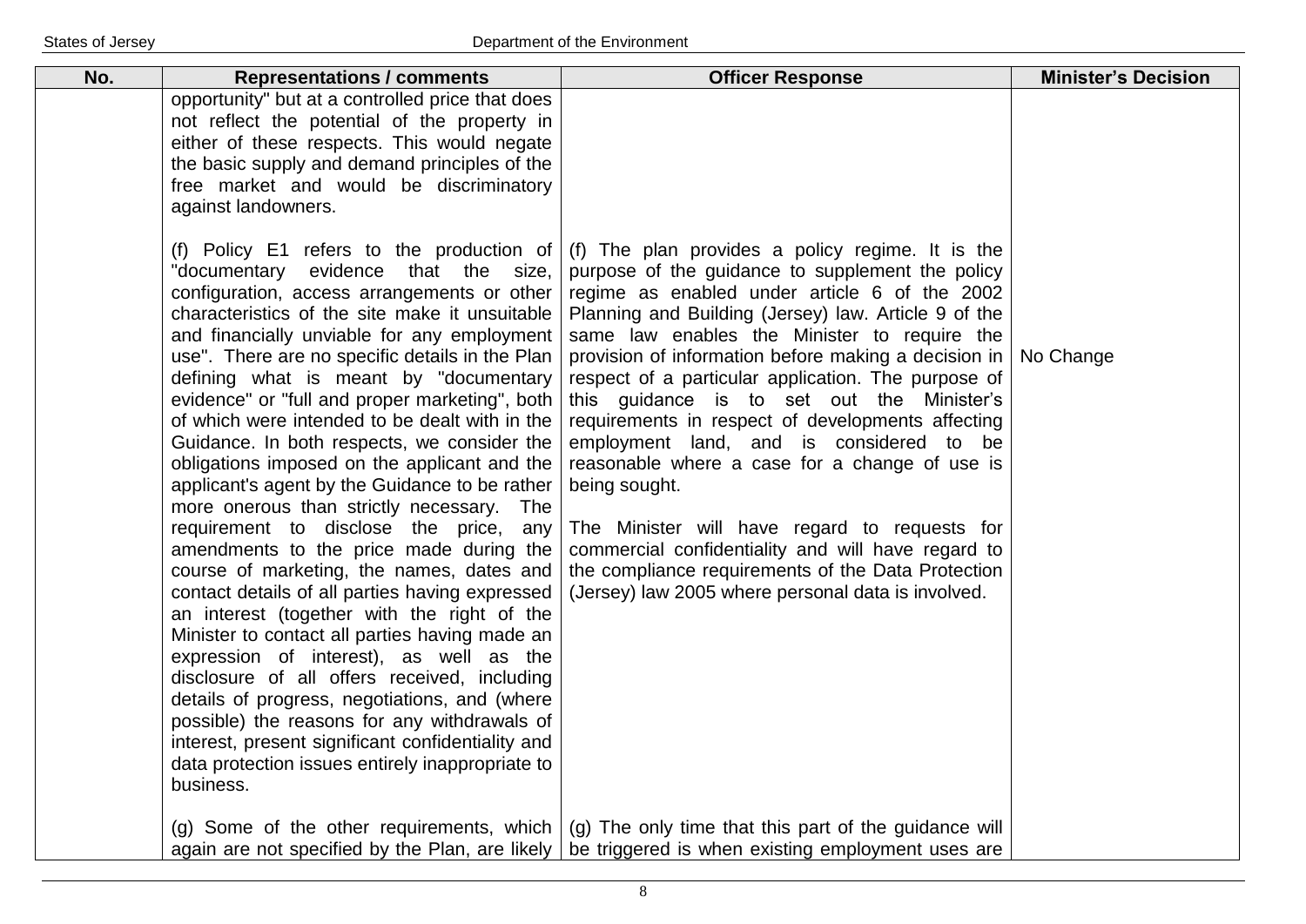| No. | Representations / comments | Officer Response | Minister's Decision |
|---|---|---|---|
| | opportunity" but at a controlled price that does not reflect the potential of the property in either of these respects. This would negate the basic supply and demand principles of the free market and would be discriminatory against landowners. | | |
| | (f) Policy E1 refers to the production of "documentary evidence that the size, configuration, access arrangements or other characteristics of the site make it unsuitable and financially unviable for any employment use". There are no specific details in the Plan defining what is meant by "documentary evidence" or "full and proper marketing", both of which were intended to be dealt with in the Guidance. In both respects, we consider the obligations imposed on the applicant and the applicant's agent by the Guidance to be rather more onerous than strictly necessary. The requirement to disclose the price, any amendments to the price made during the course of marketing, the names, dates and contact details of all parties having expressed an interest (together with the right of the Minister to contact all parties having made an expression of interest), as well as the disclosure of all offers received, including details of progress, negotiations, and (where possible) the reasons for any withdrawals of interest, present significant confidentiality and data protection issues entirely inappropriate to business. | (f) The plan provides a policy regime. It is the purpose of the guidance to supplement the policy regime as enabled under article 6 of the 2002 Planning and Building (Jersey) law. Article 9 of the same law enables the Minister to require the provision of information before making a decision in respect of a particular application. The purpose of this guidance is to set out the Minister's requirements in respect of developments affecting employment land, and is considered to be reasonable where a case for a change of use is being sought.<br><br>The Minister will have regard to requests for commercial confidentiality and will have regard to the compliance requirements of the Data Protection (Jersey) law 2005 where personal data is involved. | No Change |
| | (g) Some of the other requirements, which again are not specified by the Plan, are likely | (g) The only time that this part of the guidance will be triggered is when existing employment uses are | |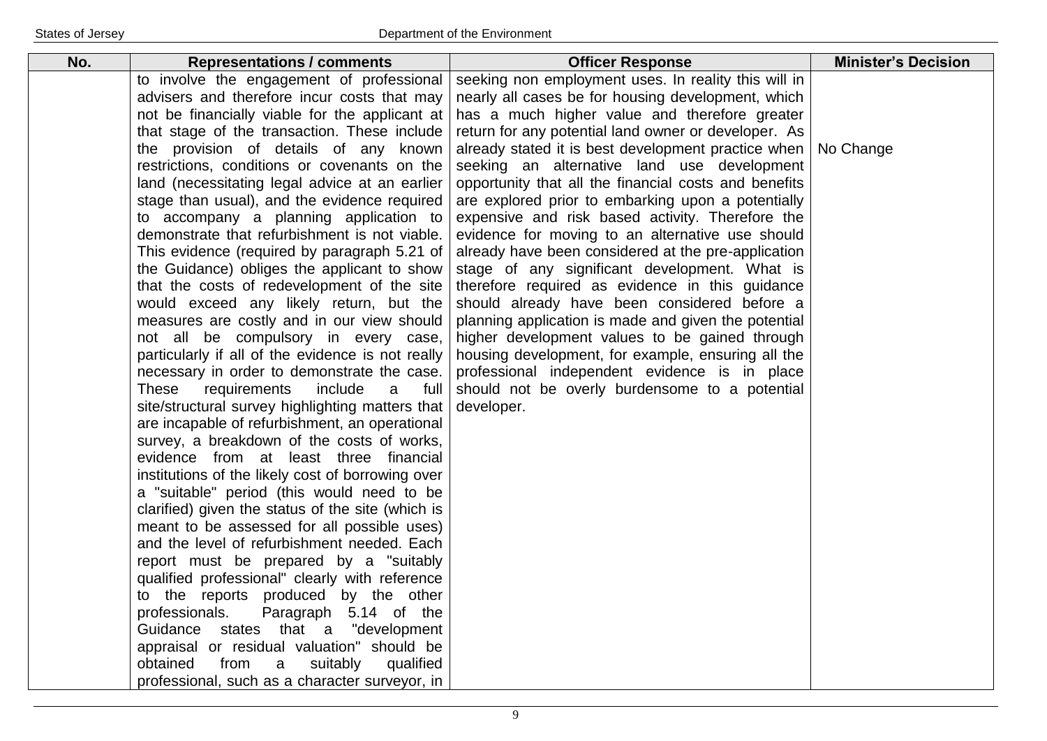| No. | Representations / comments | Officer Response | Minister's Decision |
|---|---|---|---|
| | to involve the engagement of professional advisers and therefore incur costs that may not be financially viable for the applicant at that stage of the transaction. These include the provision of details of any known restrictions, conditions or covenants on the land (necessitating legal advice at an earlier stage than usual), and the evidence required to accompany a planning application to demonstrate that refurbishment is not viable. This evidence (required by paragraph 5.21 of the Guidance) obliges the applicant to show that the costs of redevelopment of the site would exceed any likely return, but the measures are costly and in our view should not all be compulsory in every case, particularly if all of the evidence is not really necessary in order to demonstrate the case. These requirements include a full site/structural survey highlighting matters that are incapable of refurbishment, an operational survey, a breakdown of the costs of works, evidence from at least three financial institutions of the likely cost of borrowing over a "suitable" period (this would need to be clarified) given the status of the site (which is meant to be assessed for all possible uses) and the level of refurbishment needed. Each report must be prepared by a "suitably qualified professional" clearly with reference to the reports produced by the other professionals. Paragraph 5.14 of the Guidance states that a "development appraisal or residual valuation" should be obtained from a suitably qualified professional, such as a character surveyor, in | seeking non employment uses. In reality this will in nearly all cases be for housing development, which has a much higher value and therefore greater return for any potential land owner or developer. As already stated it is best development practice when seeking an alternative land use development opportunity that all the financial costs and benefits are explored prior to embarking upon a potentially expensive and risk based activity. Therefore the evidence for moving to an alternative use should already have been considered at the pre-application stage of any significant development. What is therefore required as evidence in this guidance should already have been considered before a planning application is made and given the potential higher development values to be gained through housing development, for example, ensuring all the professional independent evidence is in place should not be overly burdensome to a potential developer. | No Change |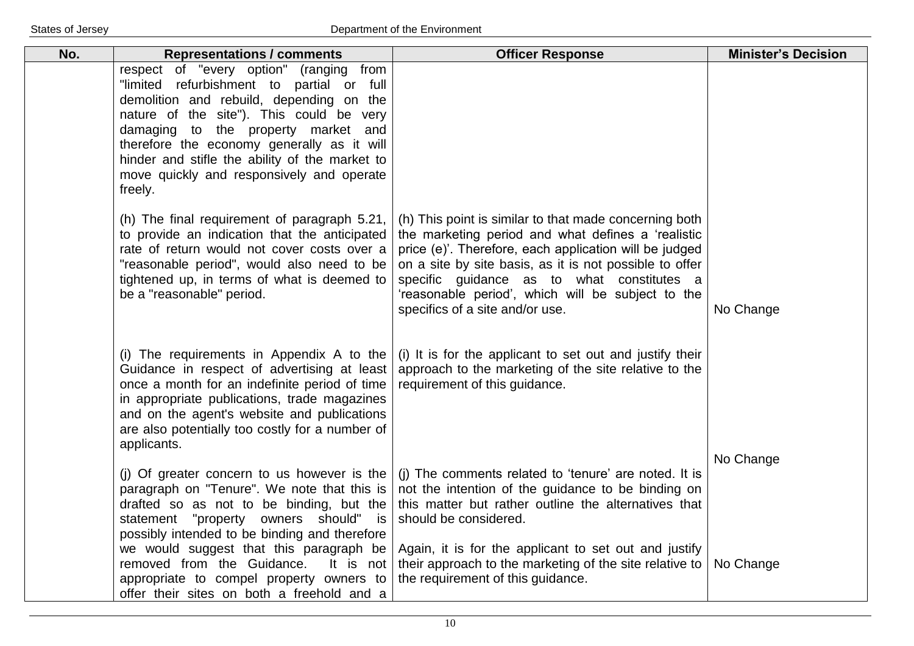| No. | Representations / comments | Officer Response | Minister's Decision |
|---|---|---|---|
| | respect of "every option" (ranging from "limited refurbishment to partial or full demolition and rebuild, depending on the nature of the site"). This could be very damaging to the property market and therefore the economy generally as it will hinder and stifle the ability of the market to move quickly and responsively and operate freely. | | |
| | (h) The final requirement of paragraph 5.21, to provide an indication that the anticipated rate of return would not cover costs over a "reasonable period", would also need to be tightened up, in terms of what is deemed to be a "reasonable" period. | (h) This point is similar to that made concerning both the marketing period and what defines a 'realistic price (e)'. Therefore, each application will be judged on a site by site basis, as it is not possible to offer specific guidance as to what constitutes a 'reasonable period', which will be subject to the specifics of a site and/or use. | No Change |
| | (i) The requirements in Appendix A to the Guidance in respect of advertising at least once a month for an indefinite period of time in appropriate publications, trade magazines and on the agent's website and publications are also potentially too costly for a number of applicants. | (i) It is for the applicant to set out and justify their approach to the marketing of the site relative to the requirement of this guidance. | No Change |
| | (j) Of greater concern to us however is the paragraph on "Tenure". We note that this is drafted so as not to be binding, but the statement "property owners should" is possibly intended to be binding and therefore we would suggest that this paragraph be removed from the Guidance. It is not appropriate to compel property owners to offer their sites on both a freehold and a | (j) The comments related to 'tenure' are noted. It is not the intention of the guidance to be binding on this matter but rather outline the alternatives that should be considered.<br><br>Again, it is for the applicant to set out and justify their approach to the marketing of the site relative to the requirement of this guidance. | No Change |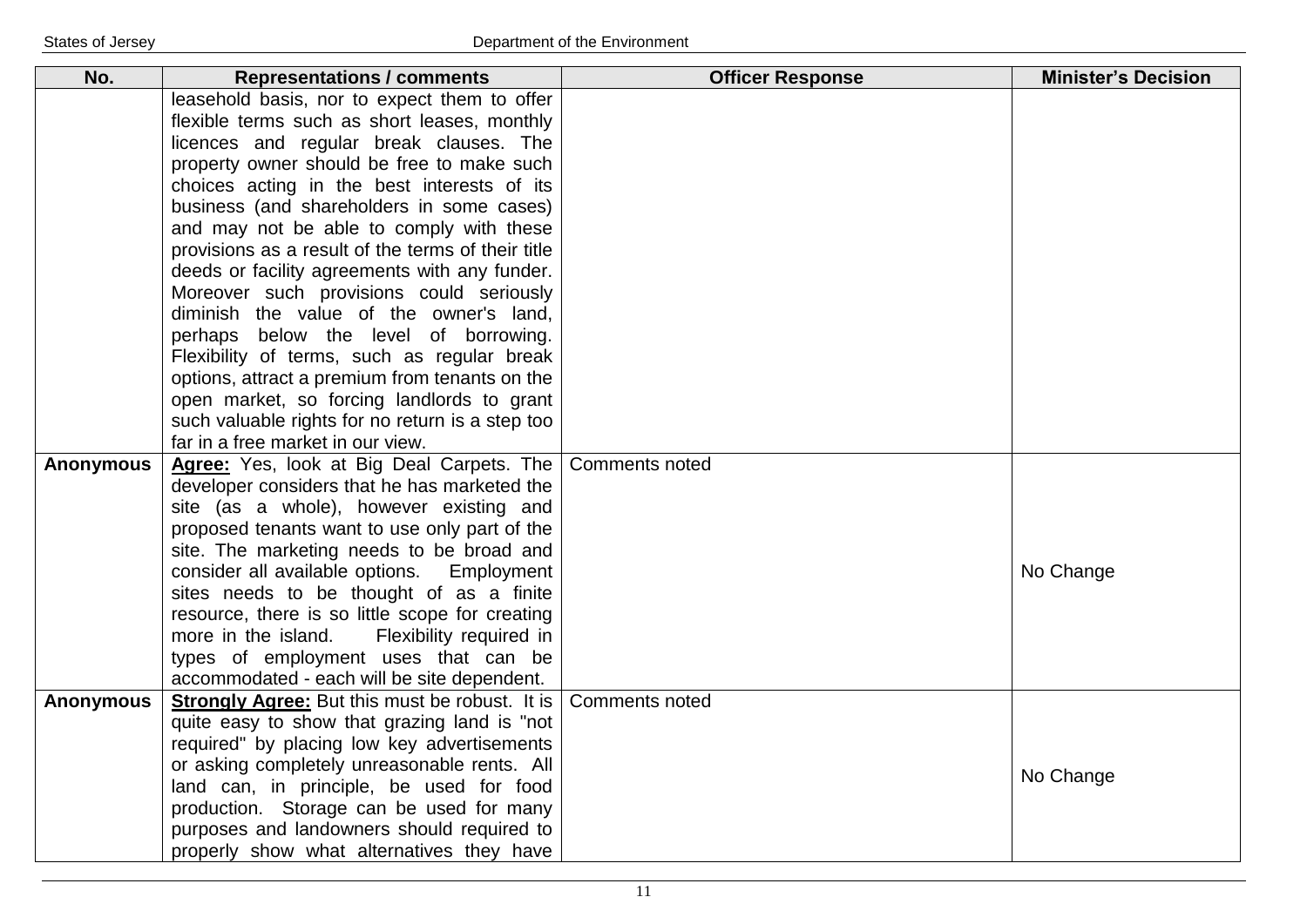| No. | Representations / comments | Officer Response | Minister's Decision |
|---|---|---|---|
| | leasehold basis, nor to expect them to offer flexible terms such as short leases, monthly licences and regular break clauses. The property owner should be free to make such choices acting in the best interests of its business (and shareholders in some cases) and may not be able to comply with these provisions as a result of the terms of their title deeds or facility agreements with any funder. Moreover such provisions could seriously diminish the value of the owner's land, perhaps below the level of borrowing. Flexibility of terms, such as regular break options, attract a premium from tenants on the open market, so forcing landlords to grant such valuable rights for no return is a step too far in a free market in our view. | | |
| **Anonymous** | **Agree:** Yes, look at Big Deal Carpets. The developer considers that he has marketed the site (as a whole), however existing and proposed tenants want to use only part of the site. The marketing needs to be broad and consider all available options. Employment sites needs to be thought of as a finite resource, there is so little scope for creating more in the island. Flexibility required in types of employment uses that can be accommodated - each will be site dependent. | Comments noted | No Change |
| **Anonymous** | **Strongly Agree:** But this must be robust. It is quite easy to show that grazing land is "not required" by placing low key advertisements or asking completely unreasonable rents. All land can, in principle, be used for food production. Storage can be used for many purposes and landowners should required to properly show what alternatives they have | Comments noted | No Change |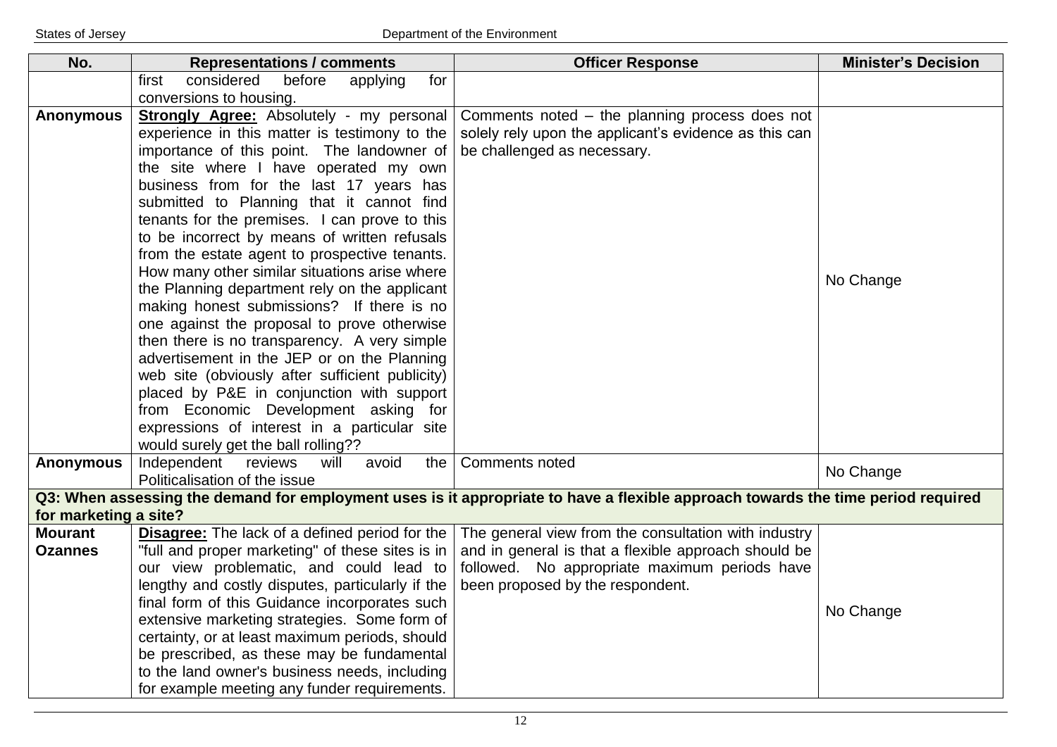| No. | Representations / comments | Officer Response | Minister's Decision |
|---|---|---|---|
| | first considered before applying for conversions to housing. | | |
| **Anonymous** | **Strongly Agree:** Absolutely - my personal experience in this matter is testimony to the importance of this point. The landowner of the site where I have operated my own business from for the last 17 years has submitted to Planning that it cannot find tenants for the premises. I can prove to this to be incorrect by means of written refusals from the estate agent to prospective tenants. How many other similar situations arise where the Planning department rely on the applicant making honest submissions? If there is no one against the proposal to prove otherwise then there is no transparency. A very simple advertisement in the JEP or on the Planning web site (obviously after sufficient publicity) placed by P&E in conjunction with support from Economic Development asking for expressions of interest in a particular site would surely get the ball rolling?? | Comments noted – the planning process does not solely rely upon the applicant's evidence as this can be challenged as necessary. | No Change |
| **Anonymous** | Independent reviews will avoid the Politicalisation of the issue | Comments noted | No Change |
| **Q3: When assessing the demand for employment uses is it appropriate to have a flexible approach towards the time period required for marketing a site?** | | | |
| **Mourant Ozannes** | **Disagree:** The lack of a defined period for the "full and proper marketing" of these sites is in our view problematic, and could lead to lengthy and costly disputes, particularly if the final form of this Guidance incorporates such extensive marketing strategies. Some form of certainty, or at least maximum periods, should be prescribed, as these may be fundamental to the land owner's business needs, including for example meeting any funder requirements. | The general view from the consultation with industry and in general is that a flexible approach should be followed. No appropriate maximum periods have been proposed by the respondent. | No Change |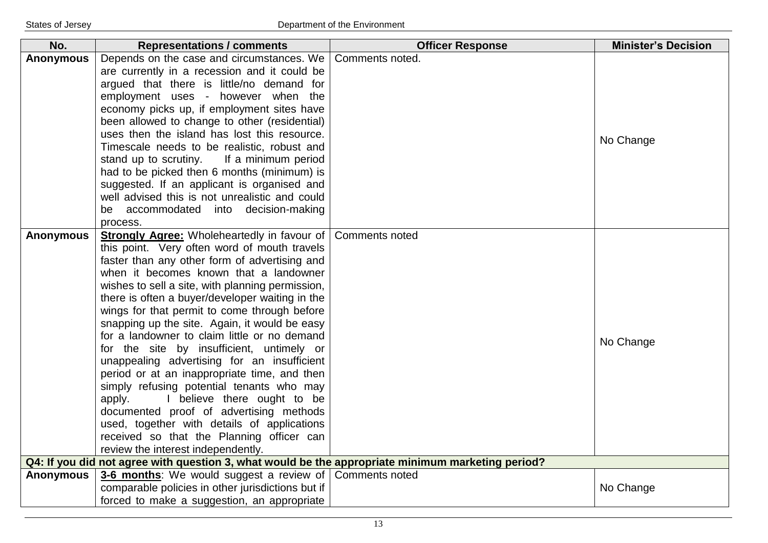| No. | Representations / comments | Officer Response | Minister's Decision |
|---|---|---|---|
| **Anonymous** | Depends on the case and circumstances. We are currently in a recession and it could be argued that there is little/no demand for employment uses - however when the economy picks up, if employment sites have been allowed to change to other (residential) uses then the island has lost this resource. Timescale needs to be realistic, robust and stand up to scrutiny. If a minimum period had to be picked then 6 months (minimum) is suggested. If an applicant is organised and well advised this is not unrealistic and could be accommodated into decision-making process. | Comments noted. | No Change |
| **Anonymous** | **Strongly Agree:** Wholeheartedly in favour of this point. Very often word of mouth travels faster than any other form of advertising and when it becomes known that a landowner wishes to sell a site, with planning permission, there is often a buyer/developer waiting in the wings for that permit to come through before snapping up the site. Again, it would be easy for a landowner to claim little or no demand for the site by insufficient, untimely or unappealing advertising for an insufficient period or at an inappropriate time, and then simply refusing potential tenants who may apply. I believe there ought to be documented proof of advertising methods used, together with details of applications received so that the Planning officer can review the interest independently. | Comments noted | No Change |
| **Q4: If you did not agree with question 3, what would be the appropriate minimum marketing period?** | | | |
| **Anonymous** | **3-6 months**: We would suggest a review of comparable policies in other jurisdictions but if forced to make a suggestion, an appropriate | Comments noted | No Change |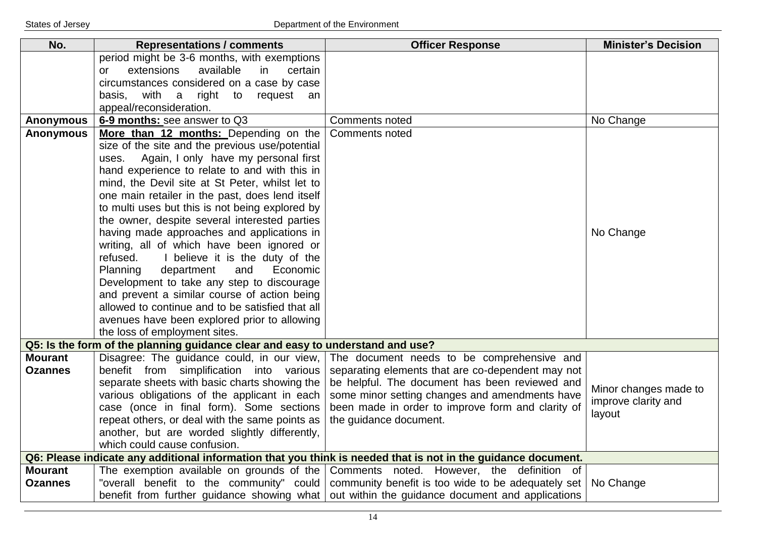| No. | Representations / comments | Officer Response | Minister's Decision |
|---|---|---|---|
| | period might be 3-6 months, with exemptions or extensions available in certain circumstances considered on a case by case basis, with a right to request an appeal/reconsideration. | | |
| **Anonymous** | **6-9 months:** see answer to Q3 | Comments noted | No Change |
| **Anonymous** | **More than 12 months:** Depending on the size of the site and the previous use/potential uses. Again, I only have my personal first hand experience to relate to and with this in mind, the Devil site at St Peter, whilst let to one main retailer in the past, does lend itself to multi uses but this is not being explored by the owner, despite several interested parties having made approaches and applications in writing, all of which have been ignored or refused. I believe it is the duty of the Planning department and Economic Development to take any step to discourage and prevent a similar course of action being allowed to continue and to be satisfied that all avenues have been explored prior to allowing the loss of employment sites. | Comments noted | No Change |
| **Q5: Is the form of the planning guidance clear and easy to understand and use?** | | | |
| **Mourant Ozannes** | Disagree: The guidance could, in our view, benefit from simplification into various separate sheets with basic charts showing the various obligations of the applicant in each case (once in final form). Some sections repeat others, or deal with the same points as another, but are worded slightly differently, which could cause confusion. | The document needs to be comprehensive and separating elements that are co-dependent may not be helpful. The document has been reviewed and some minor setting changes and amendments have been made in order to improve form and clarity of the guidance document. | Minor changes made to improve clarity and layout |
| **Q6: Please indicate any additional information that you think is needed that is not in the guidance document.** | | | |
| **Mourant Ozannes** | The exemption available on grounds of the "overall benefit to the community" could benefit from further guidance showing what | Comments noted. However, the definition of community benefit is too wide to be adequately set out within the guidance document and applications | No Change |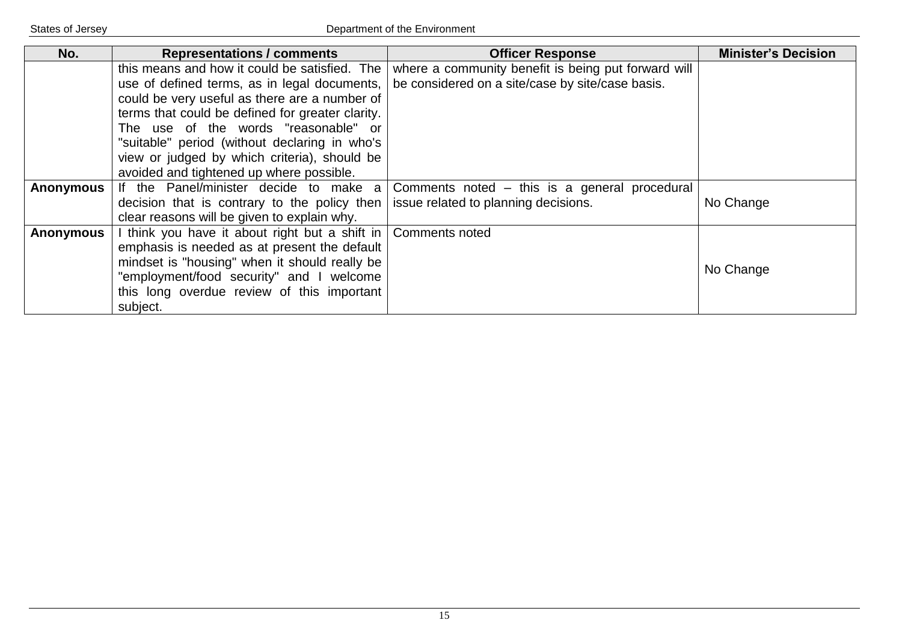| No. | Representations / comments | Officer Response | Minister's Decision |
|---|---|---|---|
| | this means and how it could be satisfied. The use of defined terms, as in legal documents, could be very useful as there are a number of terms that could be defined for greater clarity. The use of the words "reasonable" or "suitable" period (without declaring in who's view or judged by which criteria), should be avoided and tightened up where possible. | where a community benefit is being put forward will be considered on a site/case by site/case basis. | |
| **Anonymous** | If the Panel/minister decide to make a decision that is contrary to the policy then clear reasons will be given to explain why. | Comments noted – this is a general procedural issue related to planning decisions. | No Change |
| **Anonymous** | I think you have it about right but a shift in emphasis is needed as at present the default mindset is "housing" when it should really be "employment/food security" and I welcome this long overdue review of this important subject. | Comments noted | No Change |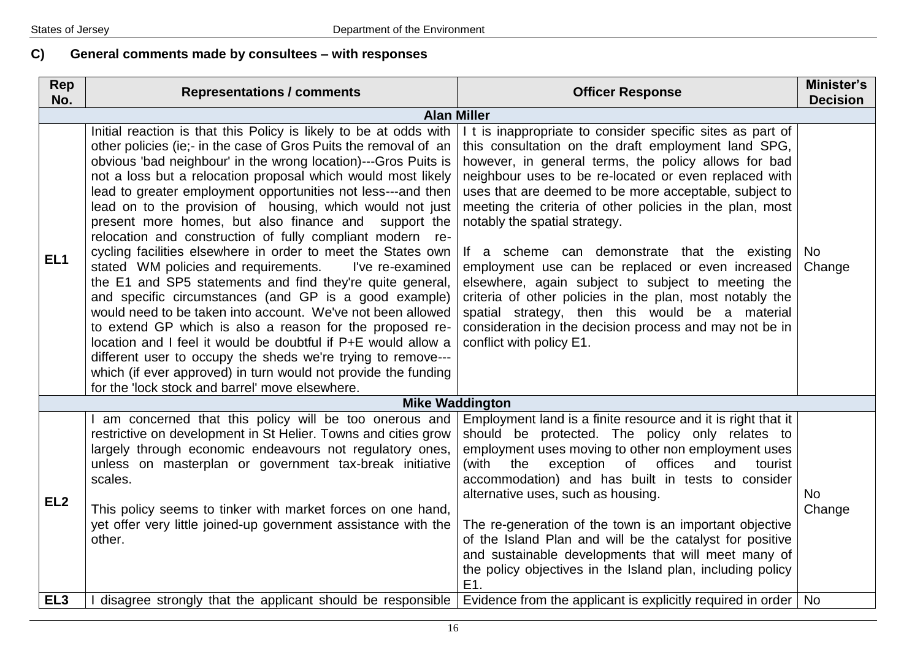## C) General comments made by consultees – with responses

| Rep No. | Representations / comments | Officer Response | Minister's Decision |
|---|---|---|---|
| **Alan Miller** | | | |
| EL1 | Initial reaction is that this Policy is likely to be at odds with other policies (ie;- in the case of Gros Puits the removal of an obvious 'bad neighbour' in the wrong location)---Gros Puits is not a loss but a relocation proposal which would most likely lead to greater employment opportunities not less---and then lead on to the provision of housing, which would not just present more homes, but also finance and support the relocation and construction of fully compliant modern re-cycling facilities elsewhere in order to meet the States own stated WM policies and requirements. I've re-examined the E1 and SP5 statements and find they're quite general, and specific circumstances (and GP is a good example) would need to be taken into account. We've not been allowed to extend GP which is also a reason for the proposed re-location and I feel it would be doubtful if P+E would allow a different user to occupy the sheds we're trying to remove---which (if ever approved) in turn would not provide the funding for the 'lock stock and barrel' move elsewhere. | I t is inappropriate to consider specific sites as part of this consultation on the draft employment land SPG, however, in general terms, the policy allows for bad neighbour uses to be re-located or even replaced with uses that are deemed to be more acceptable, subject to meeting the criteria of other policies in the plan, most notably the spatial strategy.<br><br>If a scheme can demonstrate that the existing employment use can be replaced or even increased elsewhere, again subject to subject to meeting the criteria of other policies in the plan, most notably the spatial strategy, then this would be a material consideration in the decision process and may not be in conflict with policy E1. | No Change |
| **Mike Waddington** | | | |
| EL2 | I am concerned that this policy will be too onerous and restrictive on development in St Helier. Towns and cities grow largely through economic endeavours not regulatory ones, unless on masterplan or government tax-break initiative scales.<br><br>This policy seems to tinker with market forces on one hand, yet offer very little joined-up government assistance with the other. | Employment land is a finite resource and it is right that it should be protected. The policy only relates to employment uses moving to other non employment uses (with the exception of offices and tourist accommodation) and has built in tests to consider alternative uses, such as housing.<br><br>The re-generation of the town is an important objective of the Island Plan and will be the catalyst for positive and sustainable developments that will meet many of the policy objectives in the Island plan, including policy E1. | No Change |
| EL3 | I disagree strongly that the applicant should be responsible | Evidence from the applicant is explicitly required in order | No |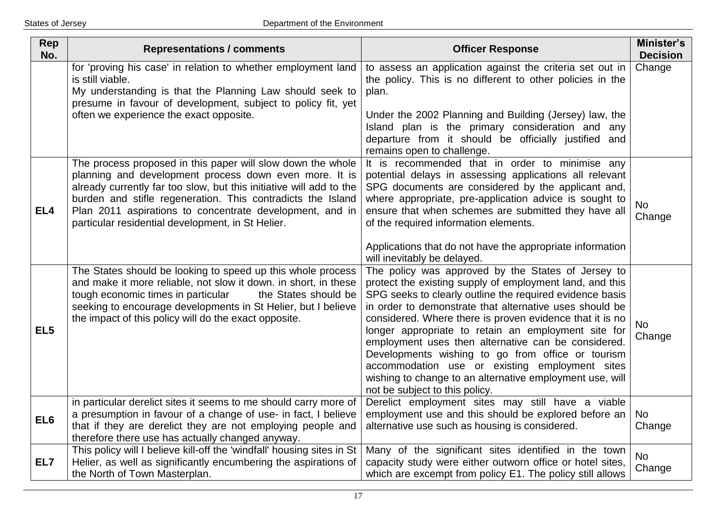| Rep No. | Representations / comments | Officer Response | Minister's Decision |
|---|---|---|---|
| | for 'proving his case' in relation to whether employment land is still viable. My understanding is that the Planning Law should seek to presume in favour of development, subject to policy fit, yet often we experience the exact opposite. | to assess an application against the criteria set out in the policy. This is no different to other policies in the plan. Under the 2002 Planning and Building (Jersey) law, the Island plan is the primary consideration and any departure from it should be officially justified and remains open to challenge. | Change |
| EL4 | The process proposed in this paper will slow down the whole planning and development process down even more. It is already currently far too slow, but this initiative will add to the burden and stifle regeneration. This contradicts the Island Plan 2011 aspirations to concentrate development, and in particular residential development, in St Helier. | It is recommended that in order to minimise any potential delays in assessing applications all relevant SPG documents are considered by the applicant and, where appropriate, pre-application advice is sought to ensure that when schemes are submitted they have all of the required information elements. Applications that do not have the appropriate information will inevitably be delayed. | No Change |
| EL5 | The States should be looking to speed up this whole process and make it more reliable, not slow it down. in short, in these tough economic times in particular the States should be seeking to encourage developments in St Helier, but I believe the impact of this policy will do the exact opposite. | The policy was approved by the States of Jersey to protect the existing supply of employment land, and this SPG seeks to clearly outline the required evidence basis in order to demonstrate that alternative uses should be considered. Where there is proven evidence that it is no longer appropriate to retain an employment site for employment uses then alternative can be considered. Developments wishing to go from office or tourism accommodation use or existing employment sites wishing to change to an alternative employment use, will not be subject to this policy. | No Change |
| EL6 | in particular derelict sites it seems to me should carry more of a presumption in favour of a change of use- in fact, I believe that if they are derelict they are not employing people and therefore there use has actually changed anyway. | Derelict employment sites may still have a viable employment use and this should be explored before an alternative use such as housing is considered. | No Change |
| EL7 | This policy will I believe kill-off the 'windfall' housing sites in St Helier, as well as significantly encumbering the aspirations of the North of Town Masterplan. | Many of the significant sites identified in the town capacity study were either outworn office or hotel sites, which are exempt from policy E1. The policy still allows | No Change |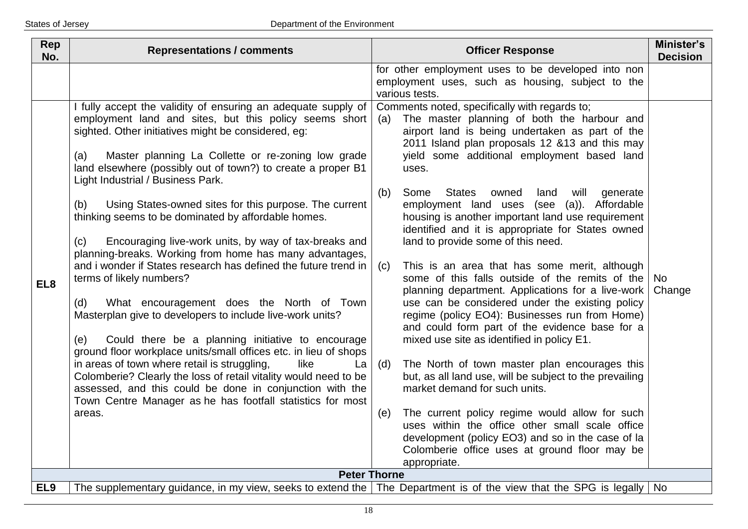| Rep No. | Representations / comments | Officer Response | Minister's Decision |
|---|---|---|---|
| | | for other employment uses to be developed into non employment uses, such as housing, subject to the various tests. | |
| EL8 | I fully accept the validity of ensuring an adequate supply of employment land and sites, but this policy seems short sighted. Other initiatives might be considered, eg:<br><br>(a) Master planning La Collette or re-zoning low grade land elsewhere (possibly out of town?) to create a proper B1 Light Industrial / Business Park.<br><br>(b) Using States-owned sites for this purpose. The current thinking seems to be dominated by affordable homes.<br><br>(c) Encouraging live-work units, by way of tax-breaks and planning-breaks. Working from home has many advantages, and i wonder if States research has defined the future trend in terms of likely numbers?<br><br>(d) What encouragement does the North of Town Masterplan give to developers to include live-work units?<br><br>(e) Could there be a planning initiative to encourage ground floor workplace units/small offices etc. in lieu of shops in areas of town where retail is struggling, like La Colomberie? Clearly the loss of retail vitality would need to be assessed, and this could be done in conjunction with the Town Centre Manager as he has footfall statistics for most areas. | Comments noted, specifically with regards to;<br>(a) The master planning of both the harbour and airport land is being undertaken as part of the 2011 Island plan proposals 12 &13 and this may yield some additional employment based land uses.<br><br>(b) Some States owned land will generate employment land uses (see (a)). Affordable housing is another important land use requirement identified and it is appropriate for States owned land to provide some of this need.<br><br>(c) This is an area that has some merit, although some of this falls outside of the remits of the planning department. Applications for a live-work use can be considered under the existing policy regime (policy EO4): Businesses run from Home) and could form part of the evidence base for a mixed use site as identified in policy E1.<br><br>(d) The North of town master plan encourages this but, as all land use, will be subject to the prevailing market demand for such units.<br><br>(e) The current policy regime would allow for such uses within the office other small scale office development (policy EO3) and so in the case of la Colomberie office uses at ground floor may be appropriate. | No Change |
| | **Peter Thorne** | | |
| EL9 | The supplementary guidance, in my view, seeks to extend the | The Department is of the view that the SPG is legally | No |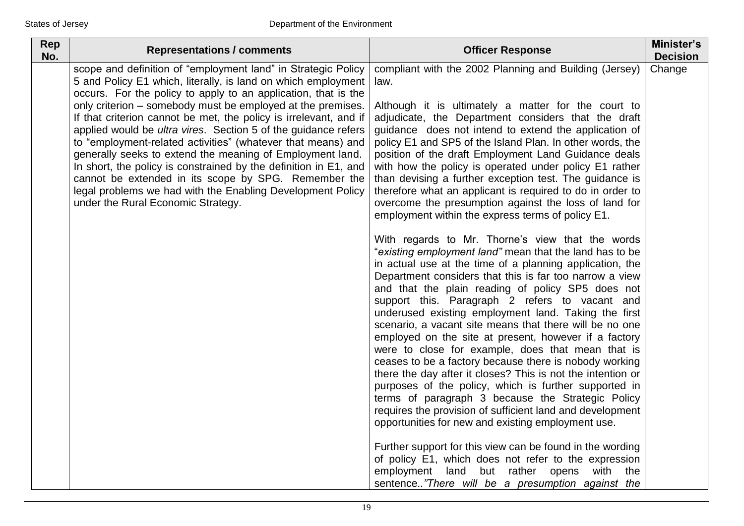| Rep No. | Representations / comments | Officer Response | Minister's Decision |
|---|---|---|---|
| | scope and definition of "employment land" in Strategic Policy 5 and Policy E1 which, literally, is land on which employment occurs. For the policy to apply to an application, that is the only criterion – somebody must be employed at the premises. If that criterion cannot be met, the policy is irrelevant, and if applied would be *ultra vires*. Section 5 of the guidance refers to "employment-related activities" (whatever that means) and generally seeks to extend the meaning of Employment land. In short, the policy is constrained by the definition in E1, and cannot be extended in its scope by SPG. Remember the legal problems we had with the Enabling Development Policy under the Rural Economic Strategy. | compliant with the 2002 Planning and Building (Jersey) law.<br><br>Although it is ultimately a matter for the court to adjudicate, the Department considers that the draft guidance does not intend to extend the application of policy E1 and SP5 of the Island Plan. In other words, the position of the draft Employment Land Guidance deals with how the policy is operated under policy E1 rather than devising a further exception test. The guidance is therefore what an applicant is required to do in order to overcome the presumption against the loss of land for employment within the express terms of policy E1.<br><br>With regards to Mr. Thorne's view that the words "*existing employment land"* mean that the land has to be in actual use at the time of a planning application, the Department considers that this is far too narrow a view and that the plain reading of policy SP5 does not support this. Paragraph 2 refers to vacant and underused existing employment land. Taking the first scenario, a vacant site means that there will be no one employed on the site at present, however if a factory were to close for example, does that mean that is ceases to be a factory because there is nobody working there the day after it closes? This is not the intention or purposes of the policy, which is further supported in terms of paragraph 3 because the Strategic Policy requires the provision of sufficient land and development opportunities for new and existing employment use.<br><br>Further support for this view can be found in the wording of policy E1, which does not refer to the expression employment land but rather opens with the sentence..*"There will be a presumption against the* | Change |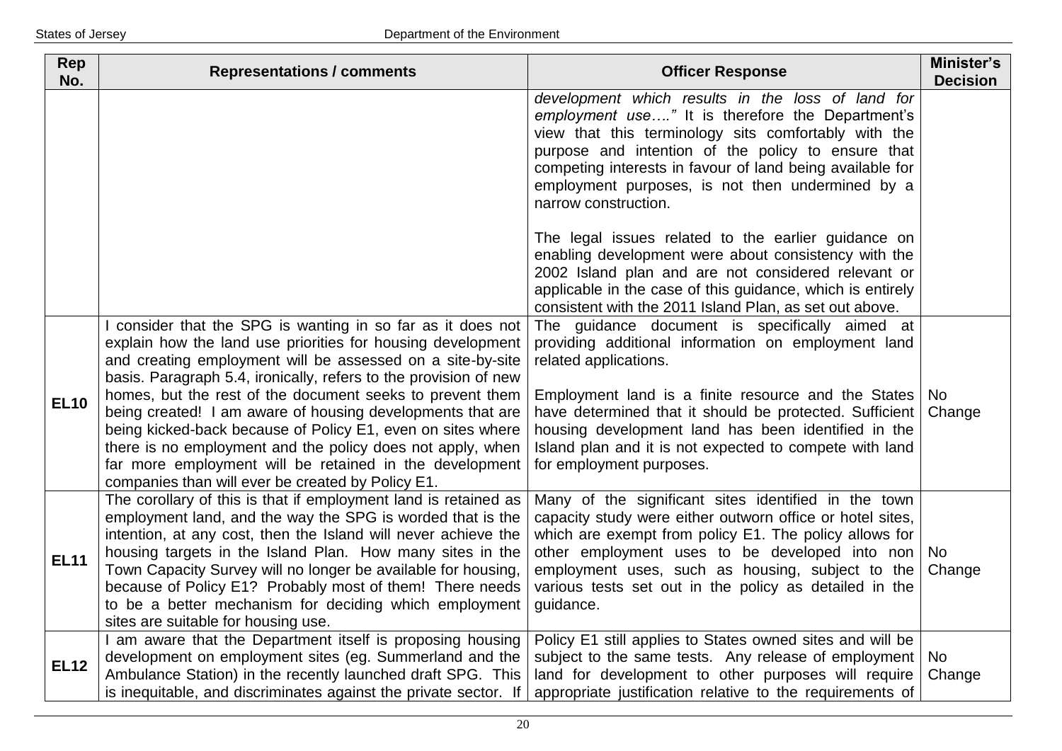| Rep No. | Representations / comments | Officer Response | Minister's Decision |
|---|---|---|---|
| | | *development which results in the loss of land for employment use…."* It is therefore the Department's view that this terminology sits comfortably with the purpose and intention of the policy to ensure that competing interests in favour of land being available for employment purposes, is not then undermined by a narrow construction.<br><br>The legal issues related to the earlier guidance on enabling development were about consistency with the 2002 Island plan and are not considered relevant or applicable in the case of this guidance, which is entirely consistent with the 2011 Island Plan, as set out above. | |
| **EL10** | I consider that the SPG is wanting in so far as it does not explain how the land use priorities for housing development and creating employment will be assessed on a site-by-site basis. Paragraph 5.4, ironically, refers to the provision of new homes, but the rest of the document seeks to prevent them being created! I am aware of housing developments that are being kicked-back because of Policy E1, even on sites where there is no employment and the policy does not apply, when far more employment will be retained in the development companies than will ever be created by Policy E1. | The guidance document is specifically aimed at providing additional information on employment land related applications.<br><br>Employment land is a finite resource and the States have determined that it should be protected. Sufficient housing development land has been identified in the Island plan and it is not expected to compete with land for employment purposes. | No Change |
| **EL11** | The corollary of this is that if employment land is retained as employment land, and the way the SPG is worded that is the intention, at any cost, then the Island will never achieve the housing targets in the Island Plan. How many sites in the Town Capacity Survey will no longer be available for housing, because of Policy E1? Probably most of them! There needs to be a better mechanism for deciding which employment sites are suitable for housing use. | Many of the significant sites identified in the town capacity study were either outworn office or hotel sites, which are exempt from policy E1. The policy allows for other employment uses to be developed into non employment uses, such as housing, subject to the various tests set out in the policy as detailed in the guidance. | No Change |
| **EL12** | I am aware that the Department itself is proposing housing development on employment sites (eg. Summerland and the Ambulance Station) in the recently launched draft SPG. This is inequitable, and discriminates against the private sector. If | Policy E1 still applies to States owned sites and will be subject to the same tests. Any release of employment land for development to other purposes will require appropriate justification relative to the requirements of | No Change |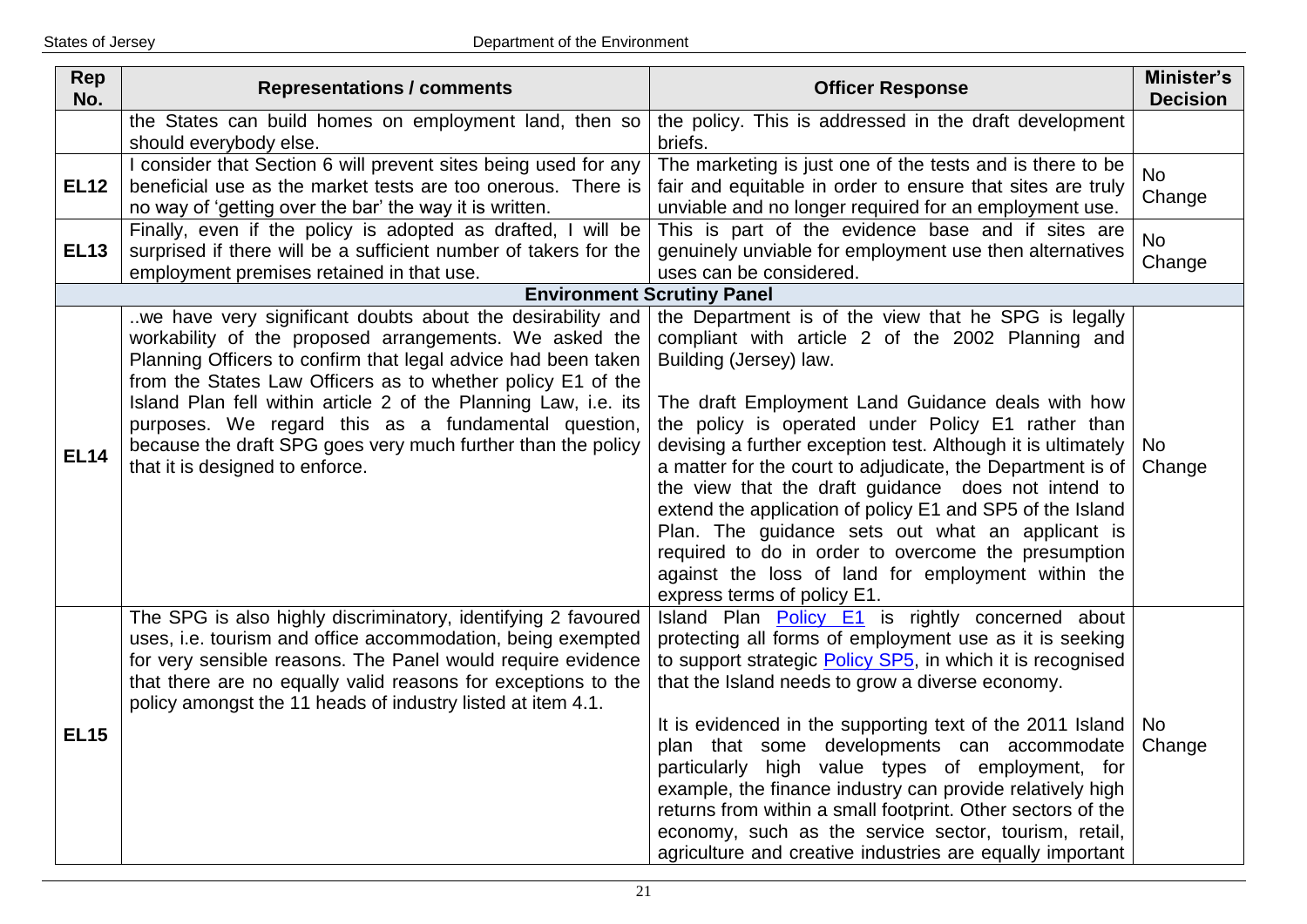| Rep No. | Representations / comments | Officer Response | Minister's Decision |
|---|---|---|---|
| | the States can build homes on employment land, then so should everybody else. | the policy. This is addressed in the draft development briefs. | |
| **EL12** | I consider that Section 6 will prevent sites being used for any beneficial use as the market tests are too onerous. There is no way of 'getting over the bar' the way it is written. | The marketing is just one of the tests and is there to be fair and equitable in order to ensure that sites are truly unviable and no longer required for an employment use. | No Change |
| **EL13** | Finally, even if the policy is adopted as drafted, I will be surprised if there will be a sufficient number of takers for the employment premises retained in that use. | This is part of the evidence base and if sites are genuinely unviable for employment use then alternatives uses can be considered. | No Change |
| | **Environment Scrutiny Panel** | | |
| **EL14** | ..we have very significant doubts about the desirability and workability of the proposed arrangements. We asked the Planning Officers to confirm that legal advice had been taken from the States Law Officers as to whether policy E1 of the Island Plan fell within article 2 of the Planning Law, i.e. its purposes. We regard this as a fundamental question, because the draft SPG goes very much further than the policy that it is designed to enforce. | the Department is of the view that he SPG is legally compliant with article 2 of the 2002 Planning and Building (Jersey) law.<br><br>The draft Employment Land Guidance deals with how the policy is operated under Policy E1 rather than devising a further exception test. Although it is ultimately a matter for the court to adjudicate, the Department is of the view that the draft guidance does not intend to extend the application of policy E1 and SP5 of the Island Plan. The guidance sets out what an applicant is required to do in order to overcome the presumption against the loss of land for employment within the express terms of policy E1. | No Change |
| **EL15** | The SPG is also highly discriminatory, identifying 2 favoured uses, i.e. tourism and office accommodation, being exempted for very sensible reasons. The Panel would require evidence that there are no equally valid reasons for exceptions to the policy amongst the 11 heads of industry listed at item 4.1. | Island Plan Policy E1 is rightly concerned about protecting all forms of employment use as it is seeking to support strategic Policy SP5, in which it is recognised that the Island needs to grow a diverse economy.<br><br>It is evidenced in the supporting text of the 2011 Island plan that some developments can accommodate particularly high value types of employment, for example, the finance industry can provide relatively high returns from within a small footprint. Other sectors of the economy, such as the service sector, tourism, retail, agriculture and creative industries are equally important | No Change |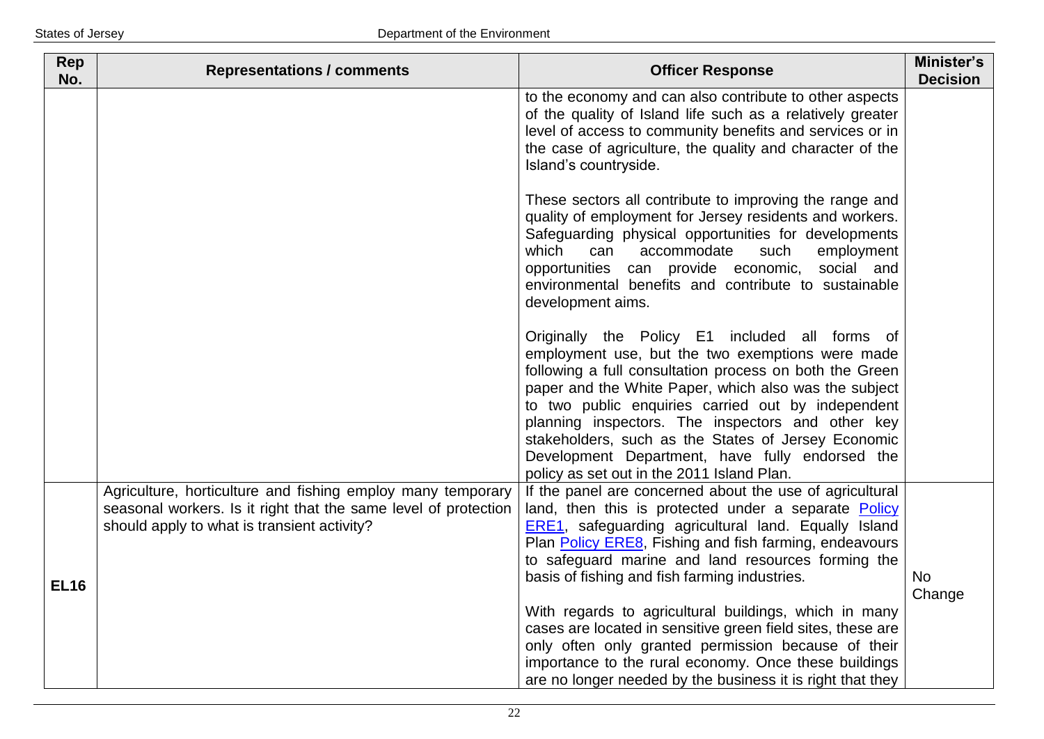| Rep No. | Representations / comments | Officer Response | Minister's Decision |
|---|---|---|---|
| | | to the economy and can also contribute to other aspects of the quality of Island life such as a relatively greater level of access to community benefits and services or in the case of agriculture, the quality and character of the Island's countryside.<br><br>These sectors all contribute to improving the range and quality of employment for Jersey residents and workers. Safeguarding physical opportunities for developments which can accommodate such employment opportunities can provide economic, social and environmental benefits and contribute to sustainable development aims.<br><br>Originally the Policy E1 included all forms of employment use, but the two exemptions were made following a full consultation process on both the Green paper and the White Paper, which also was the subject to two public enquiries carried out by independent planning inspectors. The inspectors and other key stakeholders, such as the States of Jersey Economic Development Department, have fully endorsed the policy as set out in the 2011 Island Plan. | |
| **EL16** | Agriculture, horticulture and fishing employ many temporary seasonal workers. Is it right that the same level of protection should apply to what is transient activity? | If the panel are concerned about the use of agricultural land, then this is protected under a separate Policy ERE1, safeguarding agricultural land. Equally Island Plan Policy ERE8, Fishing and fish farming, endeavours to safeguard marine and land resources forming the basis of fishing and fish farming industries.<br><br>With regards to agricultural buildings, which in many cases are located in sensitive green field sites, these are only often only granted permission because of their importance to the rural economy. Once these buildings are no longer needed by the business it is right that they | No Change |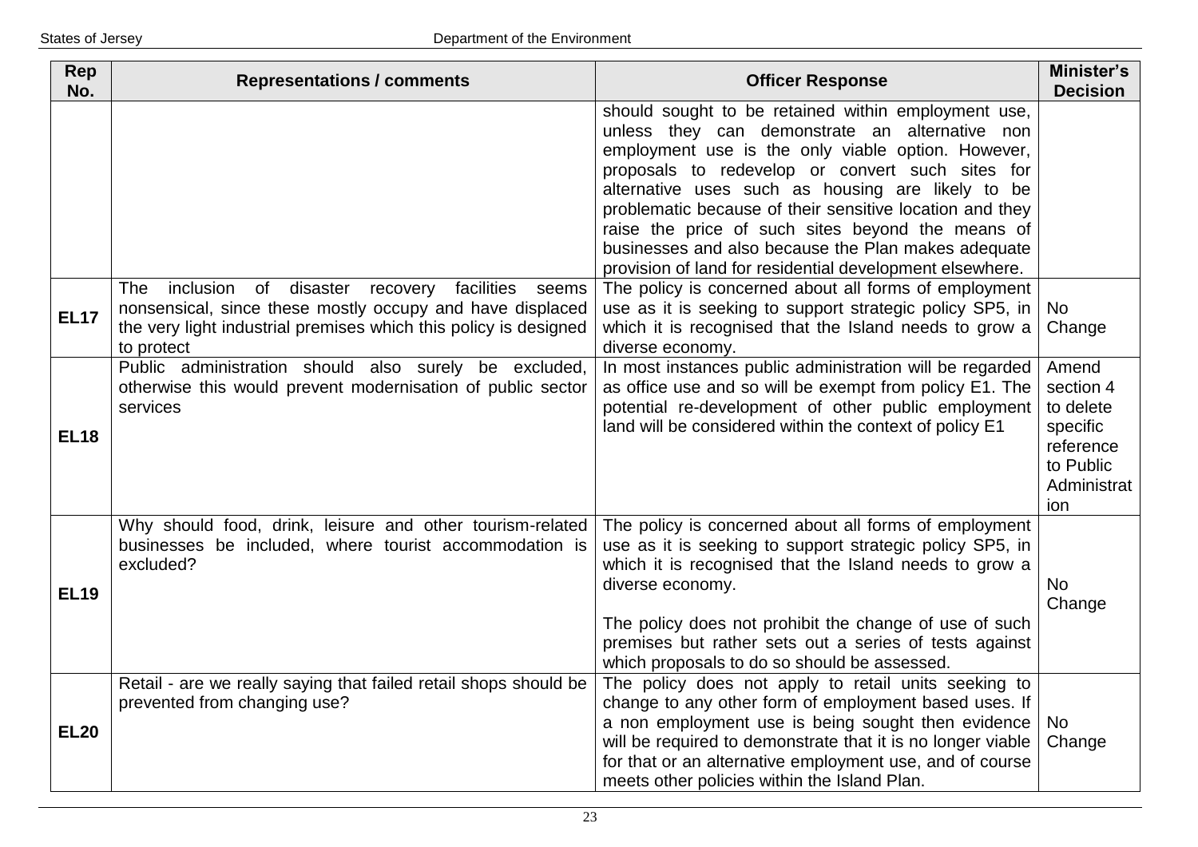| Rep No. | Representations / comments | Officer Response | Minister's Decision |
|---|---|---|---|
| | | should sought to be retained within employment use, unless they can demonstrate an alternative non employment use is the only viable option. However, proposals to redevelop or convert such sites for alternative uses such as housing are likely to be problematic because of their sensitive location and they raise the price of such sites beyond the means of businesses and also because the Plan makes adequate provision of land for residential development elsewhere. | |
| **EL17** | The inclusion of disaster recovery facilities seems nonsensical, since these mostly occupy and have displaced the very light industrial premises which this policy is designed to protect | The policy is concerned about all forms of employment use as it is seeking to support strategic policy SP5, in which it is recognised that the Island needs to grow a diverse economy. | No Change |
| **EL18** | Public administration should also surely be excluded, otherwise this would prevent modernisation of public sector services | In most instances public administration will be regarded as office use and so will be exempt from policy E1. The potential re-development of other public employment land will be considered within the context of policy E1 | Amend section 4 to delete specific reference to Public Administration |
| **EL19** | Why should food, drink, leisure and other tourism-related businesses be included, where tourist accommodation is excluded? | The policy is concerned about all forms of employment use as it is seeking to support strategic policy SP5, in which it is recognised that the Island needs to grow a diverse economy.<br><br>The policy does not prohibit the change of use of such premises but rather sets out a series of tests against which proposals to do so should be assessed. | No Change |
| **EL20** | Retail - are we really saying that failed retail shops should be prevented from changing use? | The policy does not apply to retail units seeking to change to any other form of employment based uses. If a non employment use is being sought then evidence will be required to demonstrate that it is no longer viable for that or an alternative employment use, and of course meets other policies within the Island Plan. | No Change |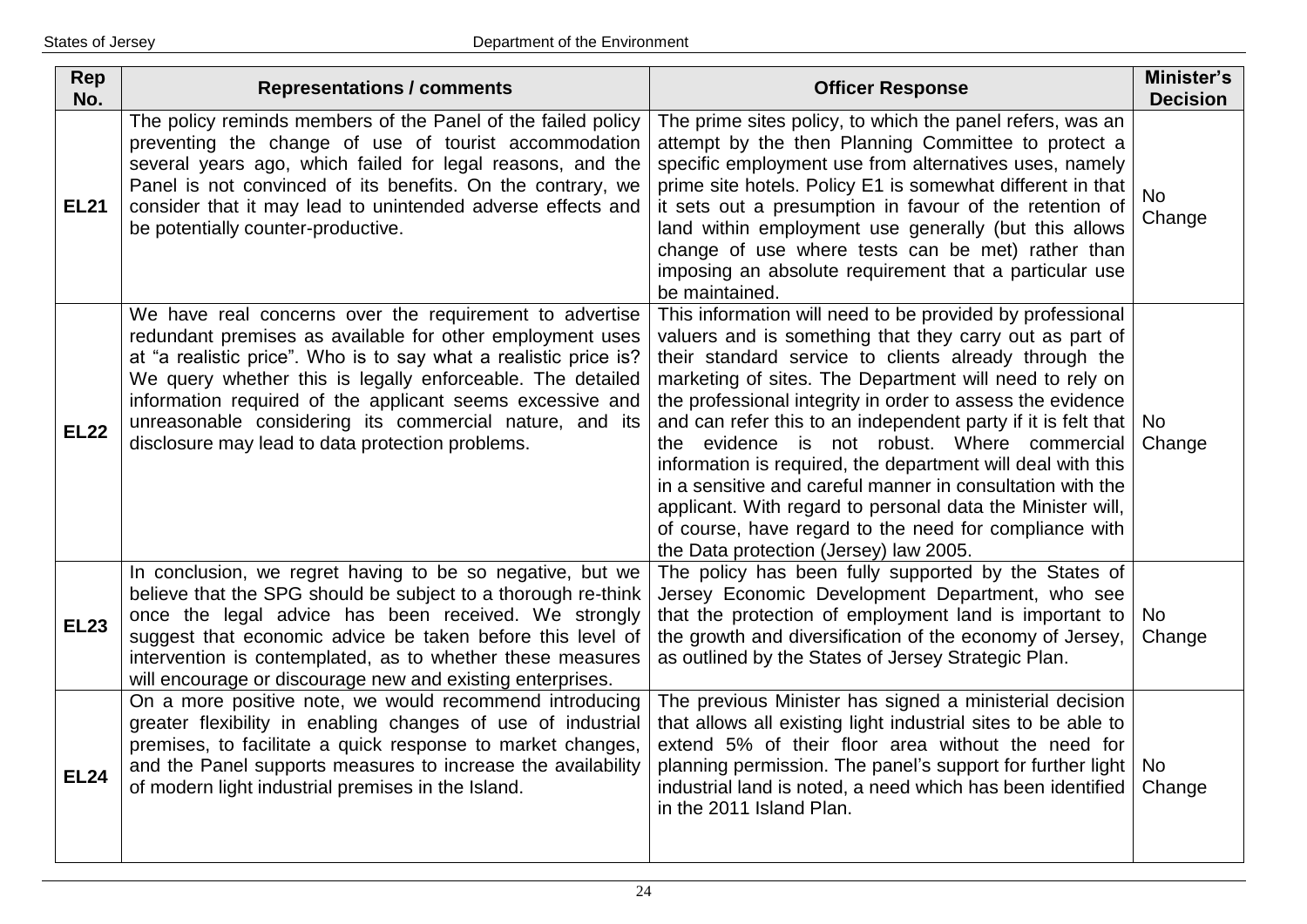| Rep No. | Representations / comments | Officer Response | Minister's Decision |
|---|---|---|---|
| **EL21** | The policy reminds members of the Panel of the failed policy preventing the change of use of tourist accommodation several years ago, which failed for legal reasons, and the Panel is not convinced of its benefits. On the contrary, we consider that it may lead to unintended adverse effects and be potentially counter-productive. | The prime sites policy, to which the panel refers, was an attempt by the then Planning Committee to protect a specific employment use from alternatives uses, namely prime site hotels. Policy E1 is somewhat different in that it sets out a presumption in favour of the retention of land within employment use generally (but this allows change of use where tests can be met) rather than imposing an absolute requirement that a particular use be maintained. | No Change |
| **EL22** | We have real concerns over the requirement to advertise redundant premises as available for other employment uses at "a realistic price". Who is to say what a realistic price is? We query whether this is legally enforceable. The detailed information required of the applicant seems excessive and unreasonable considering its commercial nature, and its disclosure may lead to data protection problems. | This information will need to be provided by professional valuers and is something that they carry out as part of their standard service to clients already through the marketing of sites. The Department will need to rely on the professional integrity in order to assess the evidence and can refer this to an independent party if it is felt that the evidence is not robust. Where commercial information is required, the department will deal with this in a sensitive and careful manner in consultation with the applicant. With regard to personal data the Minister will, of course, have regard to the need for compliance with the Data protection (Jersey) law 2005. | No Change |
| **EL23** | In conclusion, we regret having to be so negative, but we believe that the SPG should be subject to a thorough re-think once the legal advice has been received. We strongly suggest that economic advice be taken before this level of intervention is contemplated, as to whether these measures will encourage or discourage new and existing enterprises. | The policy has been fully supported by the States of Jersey Economic Development Department, who see that the protection of employment land is important to the growth and diversification of the economy of Jersey, as outlined by the States of Jersey Strategic Plan. | No Change |
| **EL24** | On a more positive note, we would recommend introducing greater flexibility in enabling changes of use of industrial premises, to facilitate a quick response to market changes, and the Panel supports measures to increase the availability of modern light industrial premises in the Island. | The previous Minister has signed a ministerial decision that allows all existing light industrial sites to be able to extend 5% of their floor area without the need for planning permission. The panel's support for further light industrial land is noted, a need which has been identified in the 2011 Island Plan. | No Change |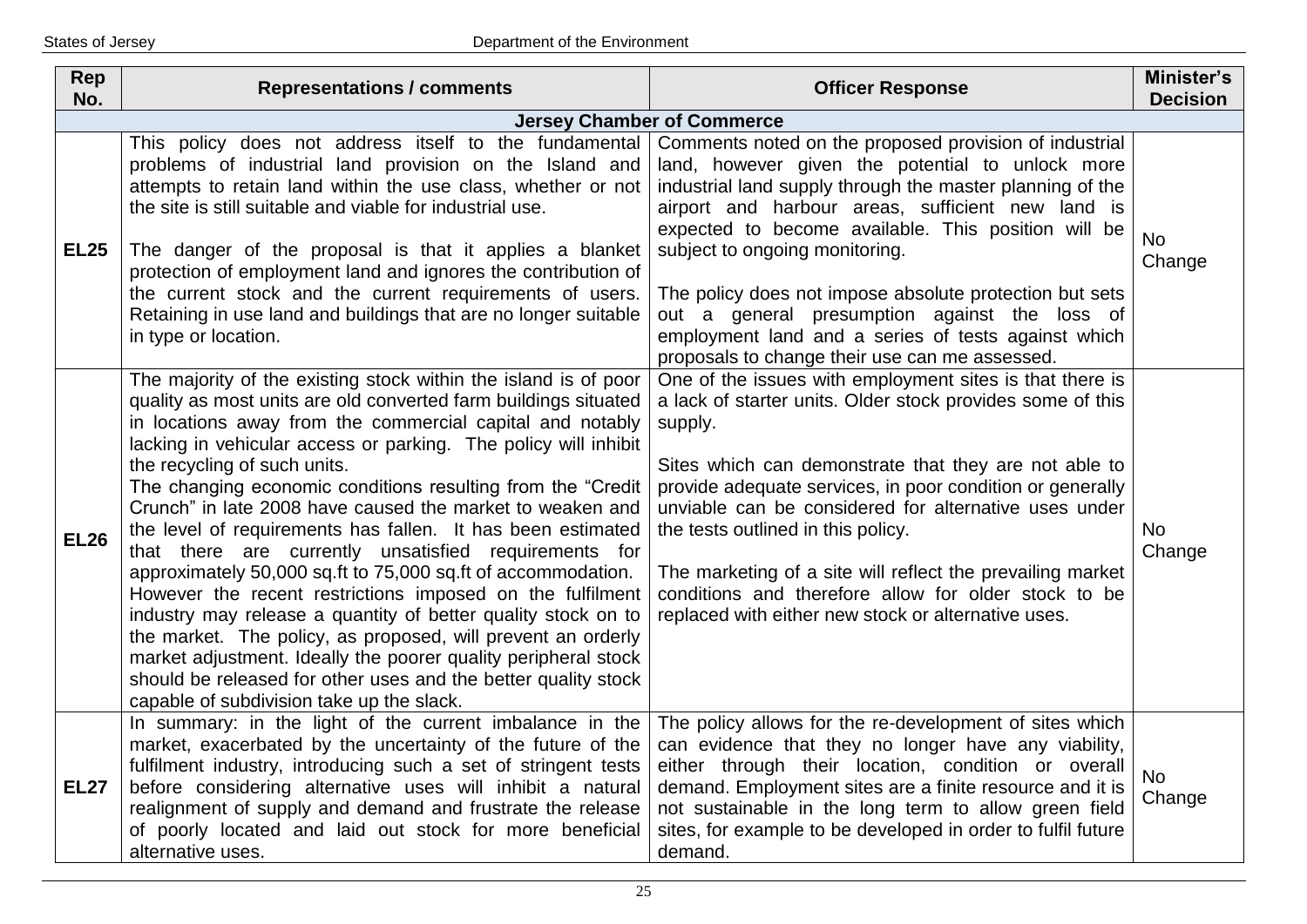| Rep No. | Representations / comments | Officer Response | Minister's Decision |
|---|---|---|---|
| **Jersey Chamber of Commerce** | | | |
| **EL25** | This policy does not address itself to the fundamental problems of industrial land provision on the Island and attempts to retain land within the use class, whether or not the site is still suitable and viable for industrial use.<br><br>The danger of the proposal is that it applies a blanket protection of employment land and ignores the contribution of the current stock and the current requirements of users. Retaining in use land and buildings that are no longer suitable in type or location. | Comments noted on the proposed provision of industrial land, however given the potential to unlock more industrial land supply through the master planning of the airport and harbour areas, sufficient new land is expected to become available. This position will be subject to ongoing monitoring.<br><br>The policy does not impose absolute protection but sets out a general presumption against the loss of employment land and a series of tests against which proposals to change their use can me assessed. | No Change |
| **EL26** | The majority of the existing stock within the island is of poor quality as most units are old converted farm buildings situated in locations away from the commercial capital and notably lacking in vehicular access or parking. The policy will inhibit the recycling of such units.<br>The changing economic conditions resulting from the "Credit Crunch" in late 2008 have caused the market to weaken and the level of requirements has fallen. It has been estimated that there are currently unsatisfied requirements for approximately 50,000 sq.ft to 75,000 sq.ft of accommodation. However the recent restrictions imposed on the fulfilment industry may release a quantity of better quality stock on to the market. The policy, as proposed, will prevent an orderly market adjustment. Ideally the poorer quality peripheral stock should be released for other uses and the better quality stock capable of subdivision take up the slack. | One of the issues with employment sites is that there is a lack of starter units. Older stock provides some of this supply.<br><br>Sites which can demonstrate that they are not able to provide adequate services, in poor condition or generally unviable can be considered for alternative uses under the tests outlined in this policy.<br><br>The marketing of a site will reflect the prevailing market conditions and therefore allow for older stock to be replaced with either new stock or alternative uses. | No Change |
| **EL27** | In summary: in the light of the current imbalance in the market, exacerbated by the uncertainty of the future of the fulfilment industry, introducing such a set of stringent tests before considering alternative uses will inhibit a natural realignment of supply and demand and frustrate the release of poorly located and laid out stock for more beneficial alternative uses. | The policy allows for the re-development of sites which can evidence that they no longer have any viability, either through their location, condition or overall demand. Employment sites are a finite resource and it is not sustainable in the long term to allow green field sites, for example to be developed in order to fulfil future demand. | No Change |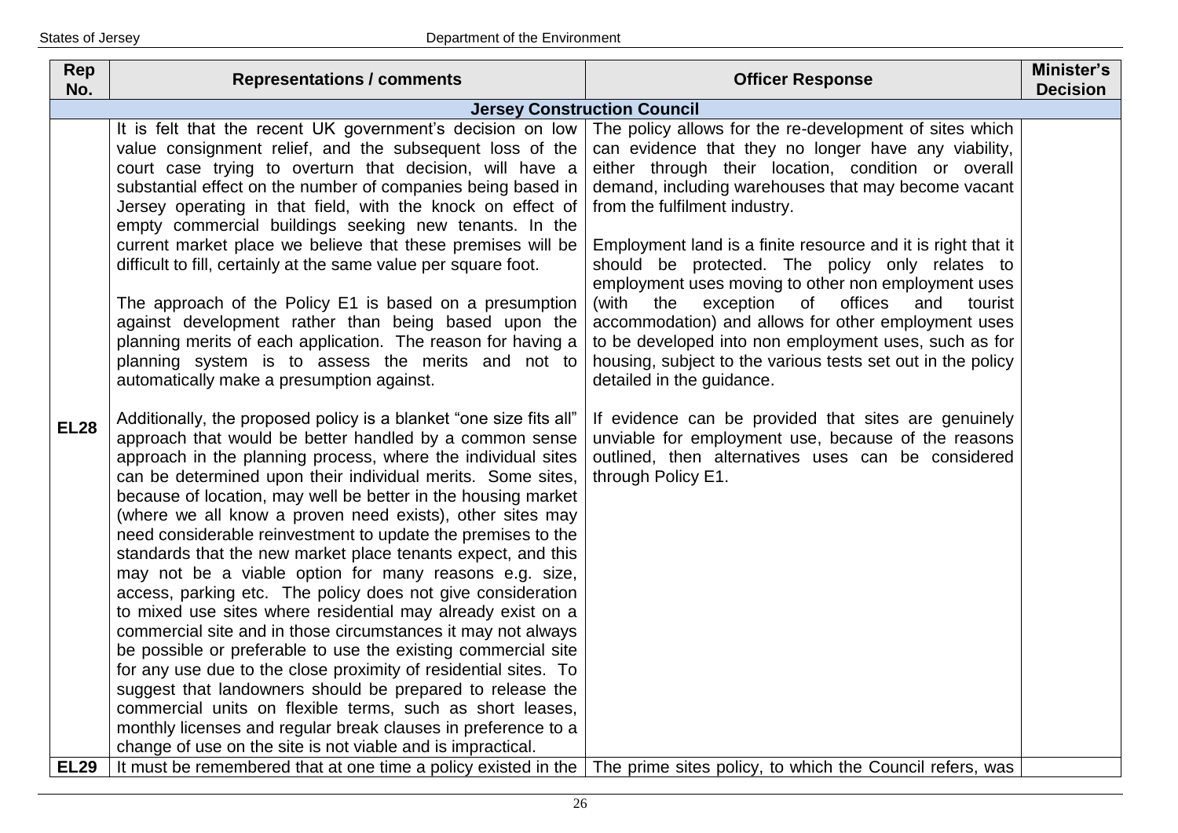| Rep No. | Representations / comments | Officer Response | Minister's Decision |
|---|---|---|---|
| | **Jersey Construction Council** | | |
| **EL28** | It is felt that the recent UK government's decision on low value consignment relief, and the subsequent loss of the court case trying to overturn that decision, will have a substantial effect on the number of companies being based in Jersey operating in that field, with the knock on effect of empty commercial buildings seeking new tenants. In the current market place we believe that these premises will be difficult to fill, certainly at the same value per square foot.<br><br>The approach of the Policy E1 is based on a presumption against development rather than being based upon the planning merits of each application. The reason for having a planning system is to assess the merits and not to automatically make a presumption against.<br><br>Additionally, the proposed policy is a blanket "one size fits all" approach that would be better handled by a common sense approach in the planning process, where the individual sites can be determined upon their individual merits. Some sites, because of location, may well be better in the housing market (where we all know a proven need exists), other sites may need considerable reinvestment to update the premises to the standards that the new market place tenants expect, and this may not be a viable option for many reasons e.g. size, access, parking etc. The policy does not give consideration to mixed use sites where residential may already exist on a commercial site and in those circumstances it may not always be possible or preferable to use the existing commercial site for any use due to the close proximity of residential sites. To suggest that landowners should be prepared to release the commercial units on flexible terms, such as short leases, monthly licenses and regular break clauses in preference to a change of use on the site is not viable and is impractical. | The policy allows for the re-development of sites which can evidence that they no longer have any viability, either through their location, condition or overall demand, including warehouses that may become vacant from the fulfilment industry.<br><br>Employment land is a finite resource and it is right that it should be protected. The policy only relates to employment uses moving to other non employment uses (with the exception of offices and tourist accommodation) and allows for other employment uses to be developed into non employment uses, such as for housing, subject to the various tests set out in the policy detailed in the guidance.<br><br>If evidence can be provided that sites are genuinely unviable for employment use, because of the reasons outlined, then alternatives uses can be considered through Policy E1. | |
| **EL29** | It must be remembered that at one time a policy existed in the | The prime sites policy, to which the Council refers, was | |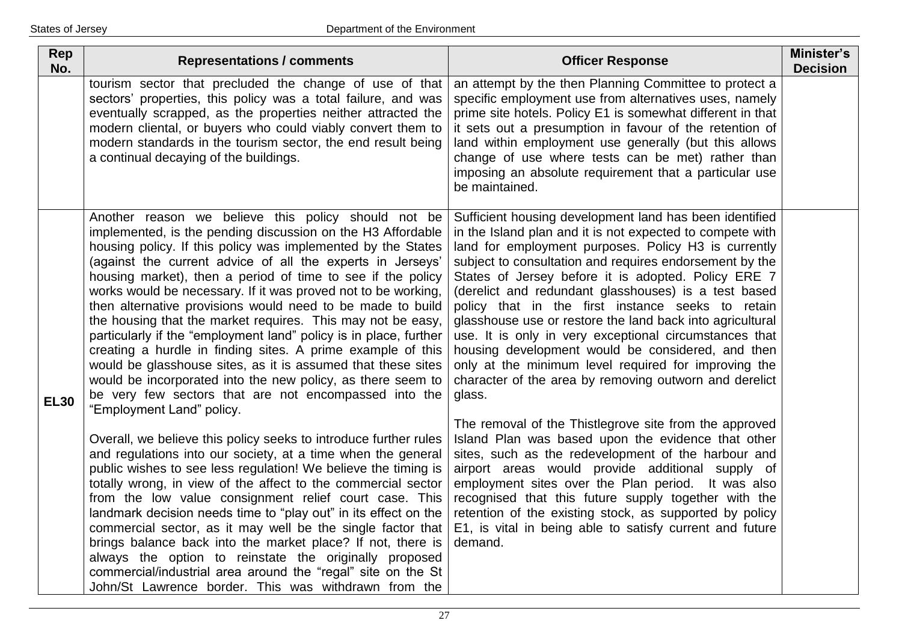| Rep No. | Representations / comments | Officer Response | Minister's Decision |
|---|---|---|---|
| | tourism sector that precluded the change of use of that sectors' properties, this policy was a total failure, and was eventually scrapped, as the properties neither attracted the modern cliental, or buyers who could viably convert them to modern standards in the tourism sector, the end result being a continual decaying of the buildings. | an attempt by the then Planning Committee to protect a specific employment use from alternatives uses, namely prime site hotels. Policy E1 is somewhat different in that it sets out a presumption in favour of the retention of land within employment use generally (but this allows change of use where tests can be met) rather than imposing an absolute requirement that a particular use be maintained. | |
| **EL30** | Another reason we believe this policy should not be implemented, is the pending discussion on the H3 Affordable housing policy. If this policy was implemented by the States (against the current advice of all the experts in Jerseys' housing market), then a period of time to see if the policy works would be necessary. If it was proved not to be working, then alternative provisions would need to be made to build the housing that the market requires. This may not be easy, particularly if the "employment land" policy is in place, further creating a hurdle in finding sites. A prime example of this would be glasshouse sites, as it is assumed that these sites would be incorporated into the new policy, as there seem to be very few sectors that are not encompassed into the "Employment Land" policy.<br><br>Overall, we believe this policy seeks to introduce further rules and regulations into our society, at a time when the general public wishes to see less regulation! We believe the timing is totally wrong, in view of the affect to the commercial sector from the low value consignment relief court case. This landmark decision needs time to "play out" in its effect on the commercial sector, as it may well be the single factor that brings balance back into the market place? If not, there is always the option to reinstate the originally proposed commercial/industrial area around the "regal" site on the St John/St Lawrence border. This was withdrawn from the | Sufficient housing development land has been identified in the Island plan and it is not expected to compete with land for employment purposes. Policy H3 is currently subject to consultation and requires endorsement by the States of Jersey before it is adopted. Policy ERE 7 (derelict and redundant glasshouses) is a test based policy that in the first instance seeks to retain glasshouse use or restore the land back into agricultural use. It is only in very exceptional circumstances that housing development would be considered, and then only at the minimum level required for improving the character of the area by removing outworn and derelict glass.<br><br>The removal of the Thistlegrove site from the approved Island Plan was based upon the evidence that other sites, such as the redevelopment of the harbour and airport areas would provide additional supply of employment sites over the Plan period. It was also recognised that this future supply together with the retention of the existing stock, as supported by policy E1, is vital in being able to satisfy current and future demand. | |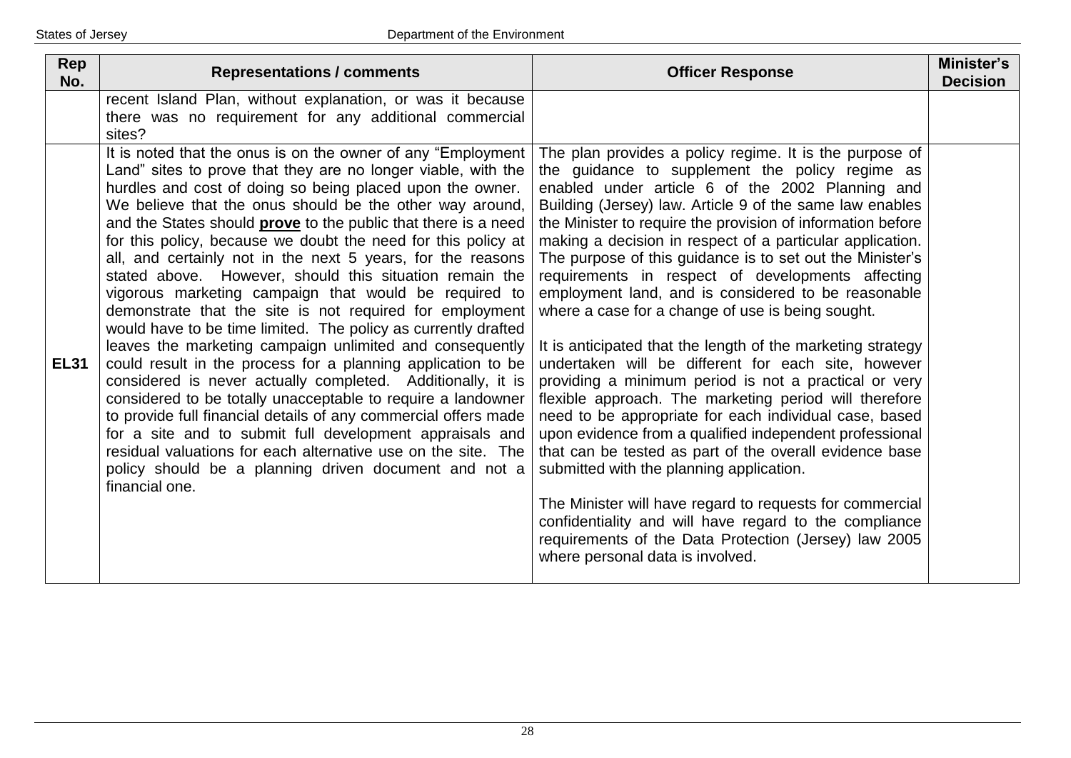| Rep No. | Representations / comments | Officer Response | Minister's Decision |
|---|---|---|---|
| | recent Island Plan, without explanation, or was it because there was no requirement for any additional commercial sites? | | |
| **EL31** | It is noted that the onus is on the owner of any "Employment Land" sites to prove that they are no longer viable, with the hurdles and cost of doing so being placed upon the owner. We believe that the onus should be the other way around, and the States should **prove** to the public that there is a need for this policy, because we doubt the need for this policy at all, and certainly not in the next 5 years, for the reasons stated above. However, should this situation remain the vigorous marketing campaign that would be required to demonstrate that the site is not required for employment would have to be time limited. The policy as currently drafted leaves the marketing campaign unlimited and consequently could result in the process for a planning application to be considered is never actually completed. Additionally, it is considered to be totally unacceptable to require a landowner to provide full financial details of any commercial offers made for a site and to submit full development appraisals and residual valuations for each alternative use on the site. The policy should be a planning driven document and not a financial one. | The plan provides a policy regime. It is the purpose of the guidance to supplement the policy regime as enabled under article 6 of the 2002 Planning and Building (Jersey) law. Article 9 of the same law enables the Minister to require the provision of information before making a decision in respect of a particular application. The purpose of this guidance is to set out the Minister's requirements in respect of developments affecting employment land, and is considered to be reasonable where a case for a change of use is being sought.<br><br>It is anticipated that the length of the marketing strategy undertaken will be different for each site, however providing a minimum period is not a practical or very flexible approach. The marketing period will therefore need to be appropriate for each individual case, based upon evidence from a qualified independent professional that can be tested as part of the overall evidence base submitted with the planning application.<br><br>The Minister will have regard to requests for commercial confidentiality and will have regard to the compliance requirements of the Data Protection (Jersey) law 2005 where personal data is involved. | |